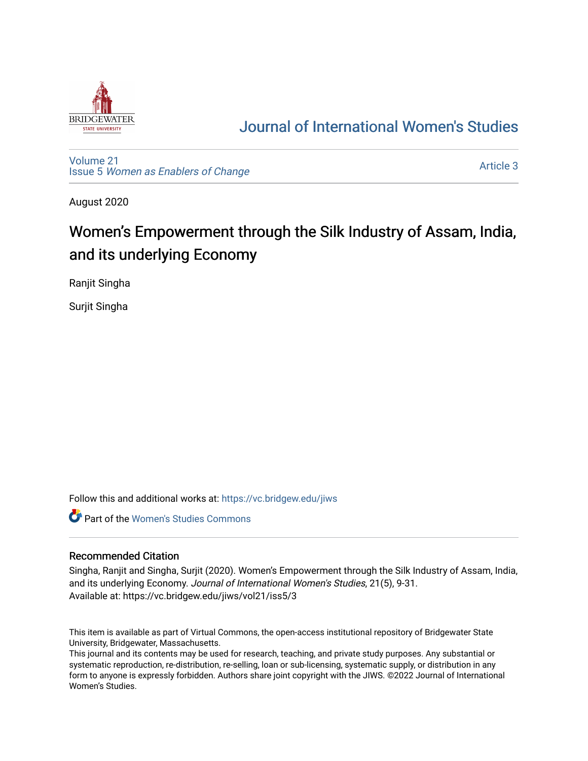# Journal of International Women's Studies

Volume 21
Issue 5 *Women as Enablers of Change*

Article 3

August 2020

## Women's Empowerment through the Silk Industry of Assam, India, and its underlying Economy

Ranjit Singha

Surjit Singha

Follow this and additional works at: https://vc.bridgew.edu/jiws

Part of the Women's Studies Commons

### Recommended Citation

Singha, Ranjit and Singha, Surjit (2020). Women's Empowerment through the Silk Industry of Assam, India, and its underlying Economy. *Journal of International Women's Studies*, 21(5), 9-31.
Available at: https://vc.bridgew.edu/jiws/vol21/iss5/3

This item is available as part of Virtual Commons, the open-access institutional repository of Bridgewater State University, Bridgewater, Massachusetts.
This journal and its contents may be used for research, teaching, and private study purposes. Any substantial or systematic reproduction, re-distribution, re-selling, loan or sub-licensing, systematic supply, or distribution in any form to anyone is expressly forbidden. Authors share joint copyright with the JIWS. ©2022 Journal of International Women's Studies.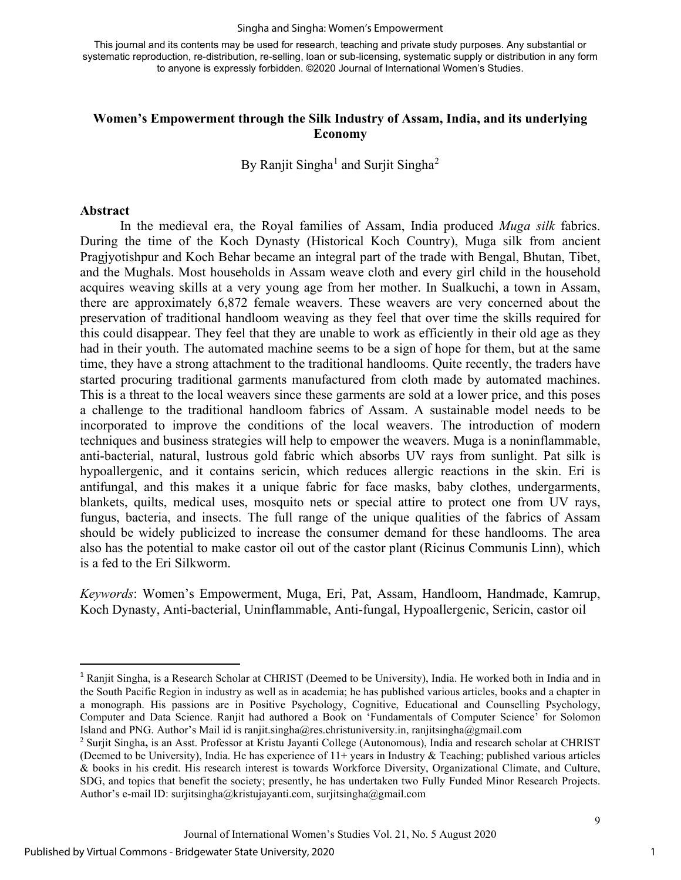This journal and its contents may be used for research, teaching and private study purposes. Any substantial or systematic reproduction, re-distribution, re-selling, loan or sub-licensing, systematic supply or distribution in any form to anyone is expressly forbidden. ©2020 Journal of International Women's Studies.

# Women's Empowerment through the Silk Industry of Assam, India, and its underlying Economy

By Ranjit Singha[1] and Surjit Singha[2]

## Abstract

In the medieval era, the Royal families of Assam, India produced *Muga silk* fabrics. During the time of the Koch Dynasty (Historical Koch Country), Muga silk from ancient Pragjyotishpur and Koch Behar became an integral part of the trade with Bengal, Bhutan, Tibet, and the Mughals. Most households in Assam weave cloth and every girl child in the household acquires weaving skills at a very young age from her mother. In Sualkuchi, a town in Assam, there are approximately 6,872 female weavers. These weavers are very concerned about the preservation of traditional handloom weaving as they feel that over time the skills required for this could disappear. They feel that they are unable to work as efficiently in their old age as they had in their youth. The automated machine seems to be a sign of hope for them, but at the same time, they have a strong attachment to the traditional handlooms. Quite recently, the traders have started procuring traditional garments manufactured from cloth made by automated machines. This is a threat to the local weavers since these garments are sold at a lower price, and this poses a challenge to the traditional handloom fabrics of Assam. A sustainable model needs to be incorporated to improve the conditions of the local weavers. The introduction of modern techniques and business strategies will help to empower the weavers. Muga is a noninflammable, anti-bacterial, natural, lustrous gold fabric which absorbs UV rays from sunlight. Pat silk is hypoallergenic, and it contains sericin, which reduces allergic reactions in the skin. Eri is antifungal, and this makes it a unique fabric for face masks, baby clothes, undergarments, blankets, quilts, medical uses, mosquito nets or special attire to protect one from UV rays, fungus, bacteria, and insects. The full range of the unique qualities of the fabrics of Assam should be widely publicized to increase the consumer demand for these handlooms. The area also has the potential to make castor oil out of the castor plant (Ricinus Communis Linn), which is a fed to the Eri Silkworm.

*Keywords*: Women's Empowerment, Muga, Eri, Pat, Assam, Handloom, Handmade, Kamrup, Koch Dynasty, Anti-bacterial, Uninflammable, Anti-fungal, Hypoallergenic, Sericin, castor oil

---

[1] Ranjit Singha, is a Research Scholar at CHRIST (Deemed to be University), India. He worked both in India and in the South Pacific Region in industry as well as in academia; he has published various articles, books and a chapter in a monograph. His passions are in Positive Psychology, Cognitive, Educational and Counselling Psychology, Computer and Data Science. Ranjit had authored a Book on 'Fundamentals of Computer Science' for Solomon Island and PNG. Author's Mail id is ranjit.singha@res.christuniversity.in, ranjitsingha@gmail.com

[2] Surjit Singha, is an Asst. Professor at Kristu Jayanti College (Autonomous), India and research scholar at CHRIST (Deemed to be University), India. He has experience of 11+ years in Industry & Teaching; published various articles & books in his credit. His research interest is towards Workforce Diversity, Organizational Climate, and Culture, SDG, and topics that benefit the society; presently, he has undertaken two Fully Funded Minor Research Projects. Author's e-mail ID: surjitsingha@kristujayanti.com, surjitsingha@gmail.com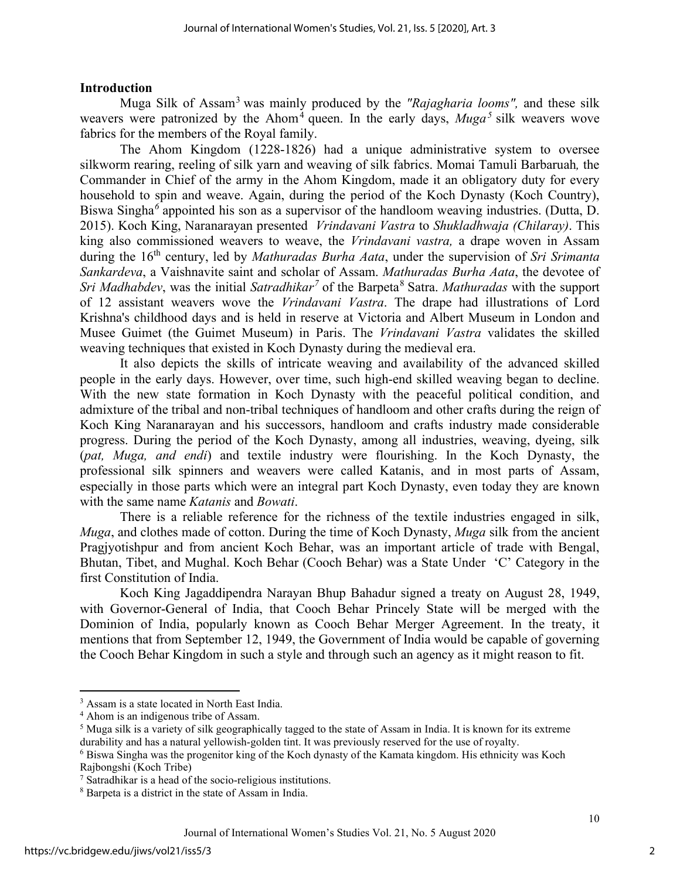## Introduction

Muga Silk of Assam[3] was mainly produced by the *"Rajagharia looms",* and these silk weavers were patronized by the Ahom[4] queen. In the early days, *Muga*[5] silk weavers wove fabrics for the members of the Royal family.

The Ahom Kingdom (1228-1826) had a unique administrative system to oversee silkworm rearing, reeling of silk yarn and weaving of silk fabrics. Momai Tamuli Barbaruah*,* the Commander in Chief of the army in the Ahom Kingdom, made it an obligatory duty for every household to spin and weave. Again, during the period of the Koch Dynasty (Koch Country), Biswa Singha[6] appointed his son as a supervisor of the handloom weaving industries. (Dutta, D. 2015). Koch King, Naranarayan presented *Vrindavani Vastra* to *Shukladhwaja (Chilaray)*. This king also commissioned weavers to weave, the *Vrindavani vastra,* a drape woven in Assam during the 16th century, led by *Mathuradas Burha Aata*, under the supervision of *Sri Srimanta Sankardeva*, a Vaishnavite saint and scholar of Assam. *Mathuradas Burha Aata*, the devotee of *Sri Madhabdev*, was the initial *Satradhikar*[7] of the Barpeta[8] Satra. *Mathuradas* with the support of 12 assistant weavers wove the *Vrindavani Vastra*. The drape had illustrations of Lord Krishna's childhood days and is held in reserve at Victoria and Albert Museum in London and Musee Guimet (the Guimet Museum) in Paris. The *Vrindavani Vastra* validates the skilled weaving techniques that existed in Koch Dynasty during the medieval era.

It also depicts the skills of intricate weaving and availability of the advanced skilled people in the early days. However, over time, such high-end skilled weaving began to decline. With the new state formation in Koch Dynasty with the peaceful political condition, and admixture of the tribal and non-tribal techniques of handloom and other crafts during the reign of Koch King Naranarayan and his successors, handloom and crafts industry made considerable progress. During the period of the Koch Dynasty, among all industries, weaving, dyeing, silk (*pat, Muga, and endi*) and textile industry were flourishing. In the Koch Dynasty, the professional silk spinners and weavers were called Katanis, and in most parts of Assam, especially in those parts which were an integral part Koch Dynasty, even today they are known with the same name *Katanis* and *Bowati*.

There is a reliable reference for the richness of the textile industries engaged in silk, *Muga*, and clothes made of cotton. During the time of Koch Dynasty, *Muga* silk from the ancient Pragjyotishpur and from ancient Koch Behar, was an important article of trade with Bengal, Bhutan, Tibet, and Mughal. Koch Behar (Cooch Behar) was a State Under 'C' Category in the first Constitution of India.

Koch King Jagaddipendra Narayan Bhup Bahadur signed a treaty on August 28, 1949, with Governor-General of India, that Cooch Behar Princely State will be merged with the Dominion of India, popularly known as Cooch Behar Merger Agreement. In the treaty, it mentions that from September 12, 1949, the Government of India would be capable of governing the Cooch Behar Kingdom in such a style and through such an agency as it might reason to fit.

---

[3] Assam is a state located in North East India.

[4] Ahom is an indigenous tribe of Assam.

[5] Muga silk is a variety of silk geographically tagged to the state of Assam in India. It is known for its extreme durability and has a natural yellowish-golden tint. It was previously reserved for the use of royalty.

[6] Biswa Singha was the progenitor king of the Koch dynasty of the Kamata kingdom. His ethnicity was Koch Rajbongshi (Koch Tribe)

[7] Satradhikar is a head of the socio-religious institutions.

[8] Barpeta is a district in the state of Assam in India.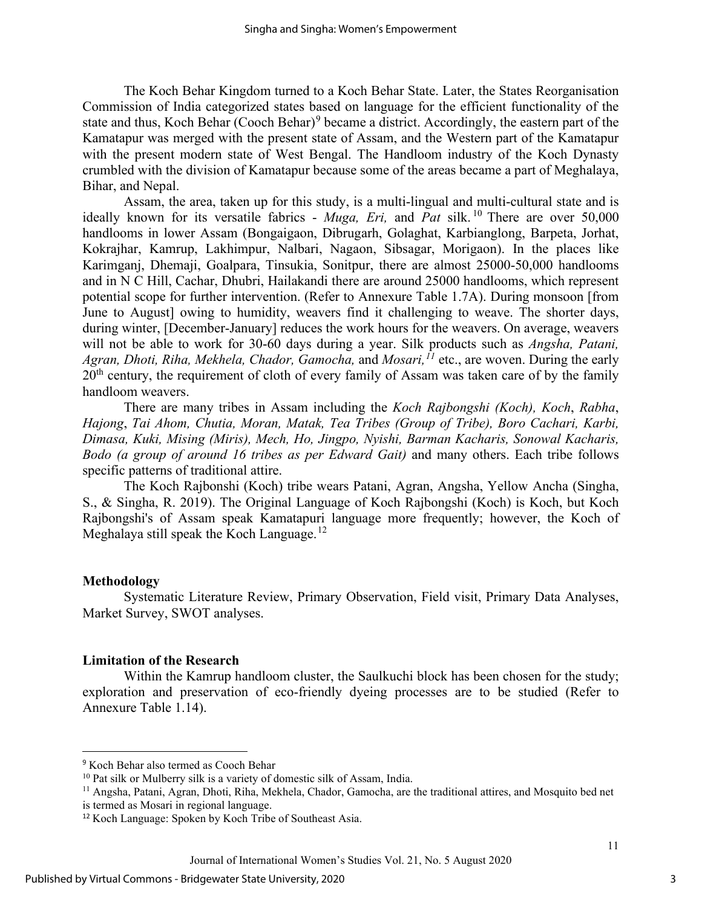The Koch Behar Kingdom turned to a Koch Behar State. Later, the States Reorganisation Commission of India categorized states based on language for the efficient functionality of the state and thus, Koch Behar (Cooch Behar)[9] became a district. Accordingly, the eastern part of the Kamatapur was merged with the present state of Assam, and the Western part of the Kamatapur with the present modern state of West Bengal. The Handloom industry of the Koch Dynasty crumbled with the division of Kamatapur because some of the areas became a part of Meghalaya, Bihar, and Nepal.

Assam, the area, taken up for this study, is a multi-lingual and multi-cultural state and is ideally known for its versatile fabrics - *Muga, Eri,* and *Pat* silk.[10] There are over 50,000 handlooms in lower Assam (Bongaigaon, Dibrugarh, Golaghat, Karbianglong, Barpeta, Jorhat, Kokrajhar, Kamrup, Lakhimpur, Nalbari, Nagaon, Sibsagar, Morigaon). In the places like Karimganj, Dhemaji, Goalpara, Tinsukia, Sonitpur, there are almost 25000-50,000 handlooms and in N C Hill, Cachar, Dhubri, Hailakandi there are around 25000 handlooms, which represent potential scope for further intervention. (Refer to Annexure Table 1.7A). During monsoon [from June to August] owing to humidity, weavers find it challenging to weave. The shorter days, during winter, [December-January] reduces the work hours for the weavers. On average, weavers will not be able to work for 30-60 days during a year. Silk products such as *Angsha, Patani, Agran, Dhoti, Riha, Mekhela, Chador, Gamocha,* and *Mosari,*[11] etc., are woven. During the early 20th century, the requirement of cloth of every family of Assam was taken care of by the family handloom weavers.

There are many tribes in Assam including the *Koch Rajbongshi (Koch), Koch*, *Rabha*, *Hajong*, *Tai Ahom, Chutia, Moran, Matak, Tea Tribes (Group of Tribe), Boro Cachari, Karbi, Dimasa, Kuki, Mising (Miris), Mech, Ho, Jingpo, Nyishi, Barman Kacharis, Sonowal Kacharis, Bodo (a group of around 16 tribes as per Edward Gait)* and many others. Each tribe follows specific patterns of traditional attire.

The Koch Rajbonshi (Koch) tribe wears Patani, Agran, Angsha, Yellow Ancha (Singha, S., & Singha, R. 2019). The Original Language of Koch Rajbongshi (Koch) is Koch, but Koch Rajbongshi's of Assam speak Kamatapuri language more frequently; however, the Koch of Meghalaya still speak the Koch Language.[12]

## Methodology

Systematic Literature Review, Primary Observation, Field visit, Primary Data Analyses, Market Survey, SWOT analyses.

## Limitation of the Research

Within the Kamrup handloom cluster, the Saulkuchi block has been chosen for the study; exploration and preservation of eco-friendly dyeing processes are to be studied (Refer to Annexure Table 1.14).

---

[9] Koch Behar also termed as Cooch Behar

[10] Pat silk or Mulberry silk is a variety of domestic silk of Assam, India.

[11] Angsha, Patani, Agran, Dhoti, Riha, Mekhela, Chador, Gamocha, are the traditional attires, and Mosquito bed net is termed as Mosari in regional language.

[12] Koch Language: Spoken by Koch Tribe of Southeast Asia.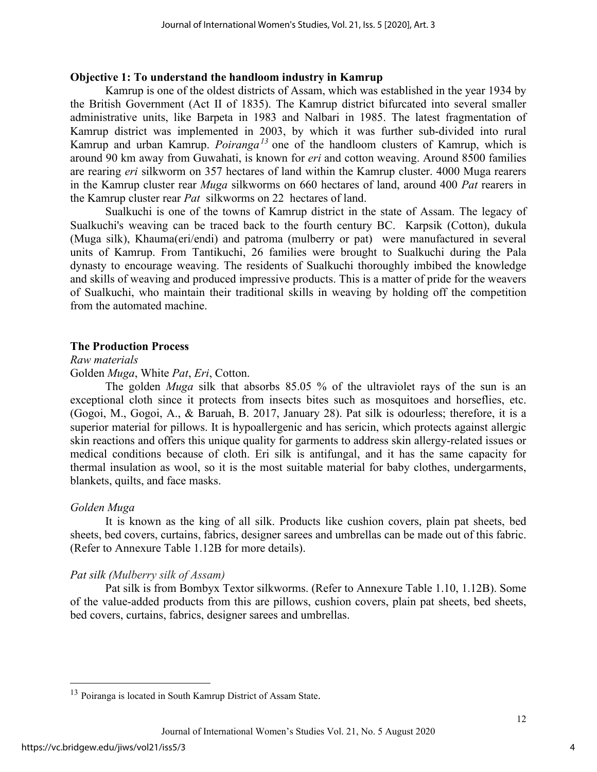**Objective 1: To understand the handloom industry in Kamrup**

Kamrup is one of the oldest districts of Assam, which was established in the year 1934 by the British Government (Act II of 1835). The Kamrup district bifurcated into several smaller administrative units, like Barpeta in 1983 and Nalbari in 1985. The latest fragmentation of Kamrup district was implemented in 2003, by which it was further sub-divided into rural Kamrup and urban Kamrup. *Poiranga*[13] one of the handloom clusters of Kamrup, which is around 90 km away from Guwahati, is known for *eri* and cotton weaving. Around 8500 families are rearing *eri* silkworm on 357 hectares of land within the Kamrup cluster. 4000 Muga rearers in the Kamrup cluster rear *Muga* silkworms on 660 hectares of land, around 400 *Pat* rearers in the Kamrup cluster rear *Pat* silkworms on 22 hectares of land.

Sualkuchi is one of the towns of Kamrup district in the state of Assam. The legacy of Sualkuchi's weaving can be traced back to the fourth century BC. Karpsik (Cotton), dukula (Muga silk), Khauma(eri/endi) and patroma (mulberry or pat) were manufactured in several units of Kamrup. From Tantikuchi, 26 families were brought to Sualkuchi during the Pala dynasty to encourage weaving. The residents of Sualkuchi thoroughly imbibed the knowledge and skills of weaving and produced impressive products. This is a matter of pride for the weavers of Sualkuchi, who maintain their traditional skills in weaving by holding off the competition from the automated machine.

**The Production Process**

*Raw materials*

Golden *Muga*, White *Pat*, *Eri*, Cotton.

The golden *Muga* silk that absorbs 85.05 % of the ultraviolet rays of the sun is an exceptional cloth since it protects from insects bites such as mosquitoes and horseflies, etc. (Gogoi, M., Gogoi, A., & Baruah, B. 2017, January 28). Pat silk is odourless; therefore, it is a superior material for pillows. It is hypoallergenic and has sericin, which protects against allergic skin reactions and offers this unique quality for garments to address skin allergy-related issues or medical conditions because of cloth. Eri silk is antifungal, and it has the same capacity for thermal insulation as wool, so it is the most suitable material for baby clothes, undergarments, blankets, quilts, and face masks.

*Golden Muga*

It is known as the king of all silk. Products like cushion covers, plain pat sheets, bed sheets, bed covers, curtains, fabrics, designer sarees and umbrellas can be made out of this fabric. (Refer to Annexure Table 1.12B for more details).

*Pat silk (Mulberry silk of Assam)*

Pat silk is from Bombyx Textor silkworms. (Refer to Annexure Table 1.10, 1.12B). Some of the value-added products from this are pillows, cushion covers, plain pat sheets, bed sheets, bed covers, curtains, fabrics, designer sarees and umbrellas.

[13] Poiranga is located in South Kamrup District of Assam State.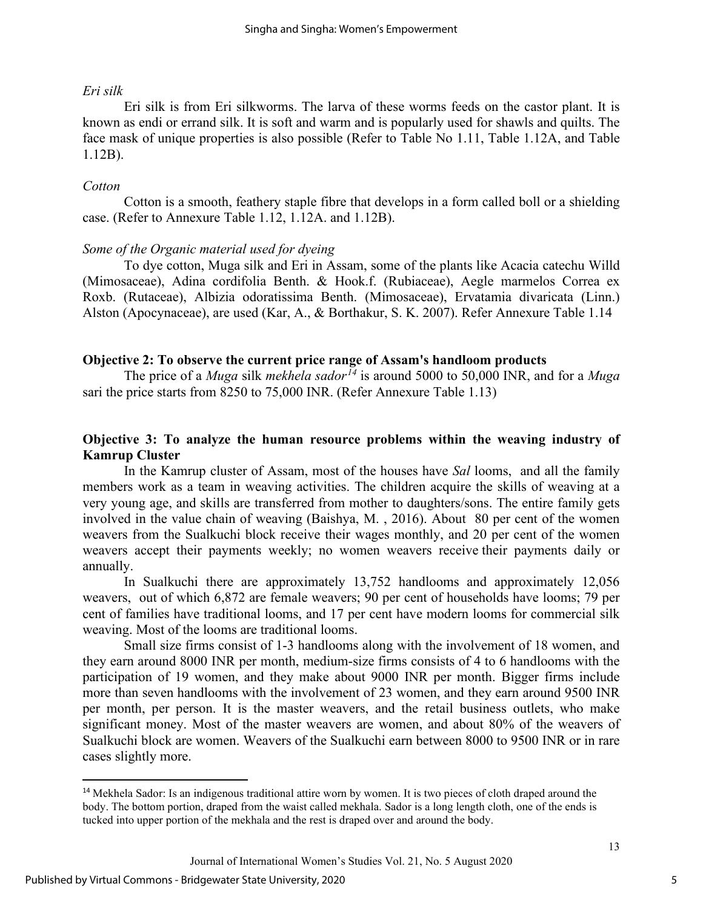*Eri silk*

Eri silk is from Eri silkworms. The larva of these worms feeds on the castor plant. It is known as endi or errand silk. It is soft and warm and is popularly used for shawls and quilts. The face mask of unique properties is also possible (Refer to Table No 1.11, Table 1.12A, and Table 1.12B).

*Cotton*

Cotton is a smooth, feathery staple fibre that develops in a form called boll or a shielding case. (Refer to Annexure Table 1.12, 1.12A. and 1.12B).

*Some of the Organic material used for dyeing*

To dye cotton, Muga silk and Eri in Assam, some of the plants like Acacia catechu Willd (Mimosaceae), Adina cordifolia Benth. & Hook.f. (Rubiaceae), Aegle marmelos Correa ex Roxb. (Rutaceae), Albizia odoratissima Benth. (Mimosaceae), Ervatamia divaricata (Linn.) Alston (Apocynaceae), are used (Kar, A., & Borthakur, S. K. 2007). Refer Annexure Table 1.14

**Objective 2: To observe the current price range of Assam's handloom products**

The price of a *Muga* silk *mekhela sador*[14] is around 5000 to 50,000 INR, and for a *Muga* sari the price starts from 8250 to 75,000 INR. (Refer Annexure Table 1.13)

**Objective 3: To analyze the human resource problems within the weaving industry of Kamrup Cluster**

In the Kamrup cluster of Assam, most of the houses have *Sal* looms, and all the family members work as a team in weaving activities. The children acquire the skills of weaving at a very young age, and skills are transferred from mother to daughters/sons. The entire family gets involved in the value chain of weaving (Baishya, M. , 2016). About 80 per cent of the women weavers from the Sualkuchi block receive their wages monthly, and 20 per cent of the women weavers accept their payments weekly; no women weavers receive their payments daily or annually.

In Sualkuchi there are approximately 13,752 handlooms and approximately 12,056 weavers, out of which 6,872 are female weavers; 90 per cent of households have looms; 79 per cent of families have traditional looms, and 17 per cent have modern looms for commercial silk weaving. Most of the looms are traditional looms.

Small size firms consist of 1-3 handlooms along with the involvement of 18 women, and they earn around 8000 INR per month, medium-size firms consists of 4 to 6 handlooms with the participation of 19 women, and they make about 9000 INR per month. Bigger firms include more than seven handlooms with the involvement of 23 women, and they earn around 9500 INR per month, per person. It is the master weavers, and the retail business outlets, who make significant money. Most of the master weavers are women, and about 80% of the weavers of Sualkuchi block are women. Weavers of the Sualkuchi earn between 8000 to 9500 INR or in rare cases slightly more.

---

[14] Mekhela Sador: Is an indigenous traditional attire worn by women. It is two pieces of cloth draped around the body. The bottom portion, draped from the waist called mekhala. Sador is a long length cloth, one of the ends is tucked into upper portion of the mekhala and the rest is draped over and around the body.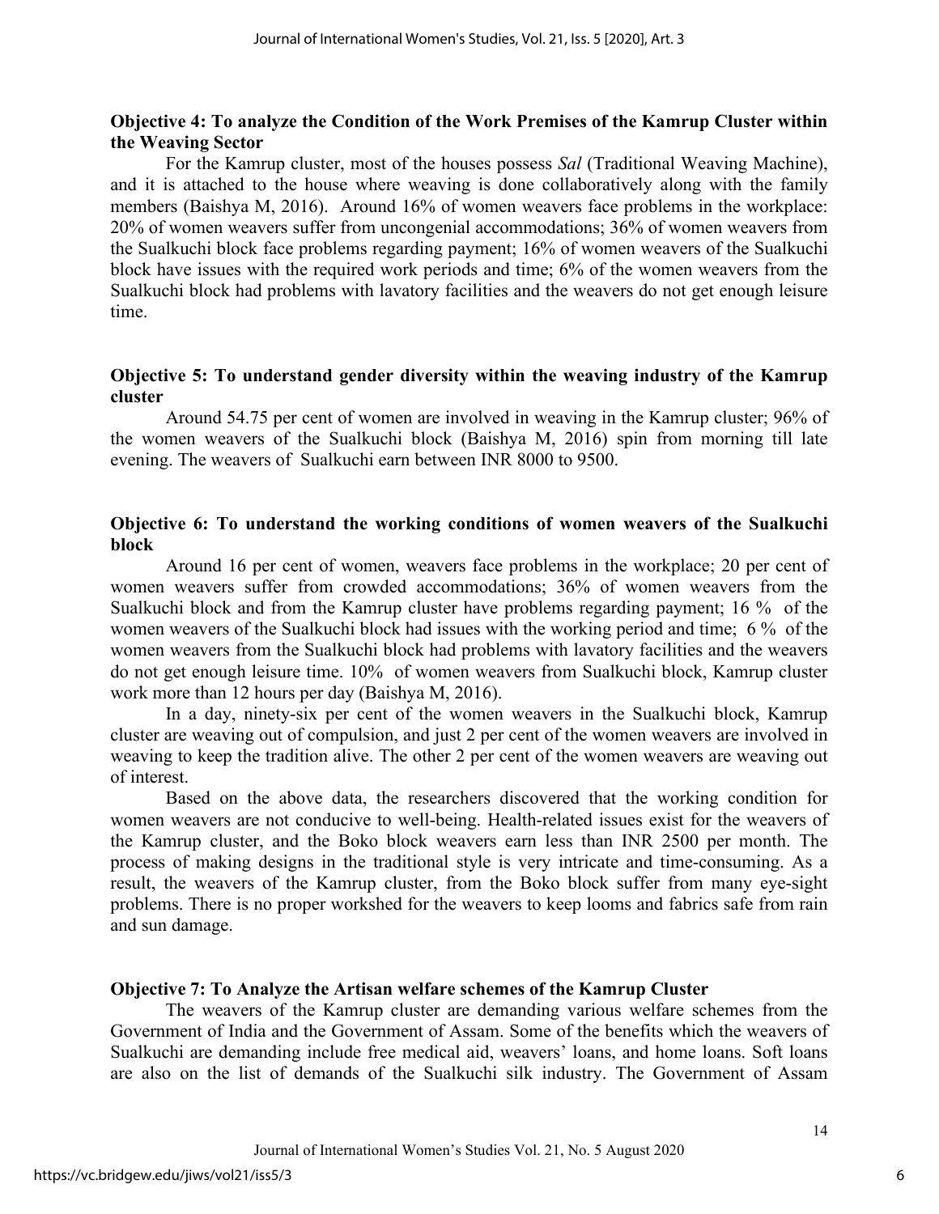**Objective 4: To analyze the Condition of the Work Premises of the Kamrup Cluster within the Weaving Sector**

For the Kamrup cluster, most of the houses possess *Sal* (Traditional Weaving Machine), and it is attached to the house where weaving is done collaboratively along with the family members (Baishya M, 2016). Around 16% of women weavers face problems in the workplace: 20% of women weavers suffer from uncongenial accommodations; 36% of women weavers from the Sualkuchi block face problems regarding payment; 16% of women weavers of the Sualkuchi block have issues with the required work periods and time; 6% of the women weavers from the Sualkuchi block had problems with lavatory facilities and the weavers do not get enough leisure time.

**Objective 5: To understand gender diversity within the weaving industry of the Kamrup cluster**

Around 54.75 per cent of women are involved in weaving in the Kamrup cluster; 96% of the women weavers of the Sualkuchi block (Baishya M, 2016) spin from morning till late evening. The weavers of Sualkuchi earn between INR 8000 to 9500.

**Objective 6: To understand the working conditions of women weavers of the Sualkuchi block**

Around 16 per cent of women, weavers face problems in the workplace; 20 per cent of women weavers suffer from crowded accommodations; 36% of women weavers from the Sualkuchi block and from the Kamrup cluster have problems regarding payment; 16 % of the women weavers of the Sualkuchi block had issues with the working period and time; 6 % of the women weavers from the Sualkuchi block had problems with lavatory facilities and the weavers do not get enough leisure time. 10% of women weavers from Sualkuchi block, Kamrup cluster work more than 12 hours per day (Baishya M, 2016).

In a day, ninety-six per cent of the women weavers in the Sualkuchi block, Kamrup cluster are weaving out of compulsion, and just 2 per cent of the women weavers are involved in weaving to keep the tradition alive. The other 2 per cent of the women weavers are weaving out of interest.

Based on the above data, the researchers discovered that the working condition for women weavers are not conducive to well-being. Health-related issues exist for the weavers of the Kamrup cluster, and the Boko block weavers earn less than INR 2500 per month. The process of making designs in the traditional style is very intricate and time-consuming. As a result, the weavers of the Kamrup cluster, from the Boko block suffer from many eye-sight problems. There is no proper workshed for the weavers to keep looms and fabrics safe from rain and sun damage.

**Objective 7: To Analyze the Artisan welfare schemes of the Kamrup Cluster**

The weavers of the Kamrup cluster are demanding various welfare schemes from the Government of India and the Government of Assam. Some of the benefits which the weavers of Sualkuchi are demanding include free medical aid, weavers' loans, and home loans. Soft loans are also on the list of demands of the Sualkuchi silk industry. The Government of Assam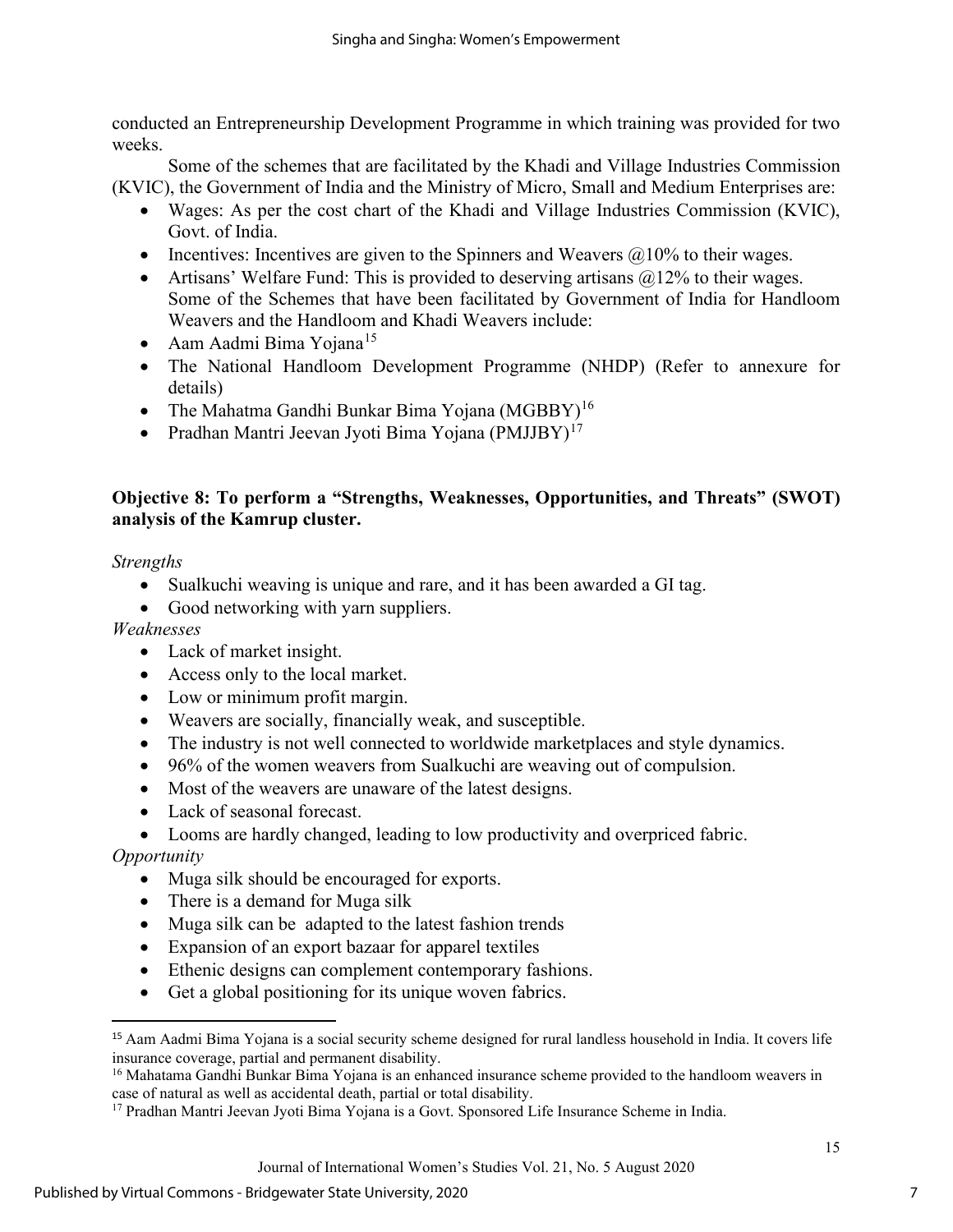conducted an Entrepreneurship Development Programme in which training was provided for two weeks.

Some of the schemes that are facilitated by the Khadi and Village Industries Commission (KVIC), the Government of India and the Ministry of Micro, Small and Medium Enterprises are:

- Wages: As per the cost chart of the Khadi and Village Industries Commission (KVIC), Govt. of India.
- Incentives: Incentives are given to the Spinners and Weavers @10% to their wages.
- Artisans' Welfare Fund: This is provided to deserving artisans @12% to their wages.
  Some of the Schemes that have been facilitated by Government of India for Handloom Weavers and the Handloom and Khadi Weavers include:
- Aam Aadmi Bima Yojana[15]
- The National Handloom Development Programme (NHDP) (Refer to annexure for details)
- The Mahatma Gandhi Bunkar Bima Yojana (MGBBY)[16]
- Pradhan Mantri Jeevan Jyoti Bima Yojana (PMJJBY)[17]

**Objective 8: To perform a "Strengths, Weaknesses, Opportunities, and Threats" (SWOT) analysis of the Kamrup cluster.**

*Strengths*

- Sualkuchi weaving is unique and rare, and it has been awarded a GI tag.
- Good networking with yarn suppliers.

*Weaknesses*

- Lack of market insight.
- Access only to the local market.
- Low or minimum profit margin.
- Weavers are socially, financially weak, and susceptible.
- The industry is not well connected to worldwide marketplaces and style dynamics.
- 96% of the women weavers from Sualkuchi are weaving out of compulsion.
- Most of the weavers are unaware of the latest designs.
- Lack of seasonal forecast.
- Looms are hardly changed, leading to low productivity and overpriced fabric.

*Opportunity*

- Muga silk should be encouraged for exports.
- There is a demand for Muga silk
- Muga silk can be adapted to the latest fashion trends
- Expansion of an export bazaar for apparel textiles
- Ethenic designs can complement contemporary fashions.
- Get a global positioning for its unique woven fabrics.

---

[15] Aam Aadmi Bima Yojana is a social security scheme designed for rural landless household in India. It covers life insurance coverage, partial and permanent disability.

[16] Mahatama Gandhi Bunkar Bima Yojana is an enhanced insurance scheme provided to the handloom weavers in case of natural as well as accidental death, partial or total disability.

[17] Pradhan Mantri Jeevan Jyoti Bima Yojana is a Govt. Sponsored Life Insurance Scheme in India.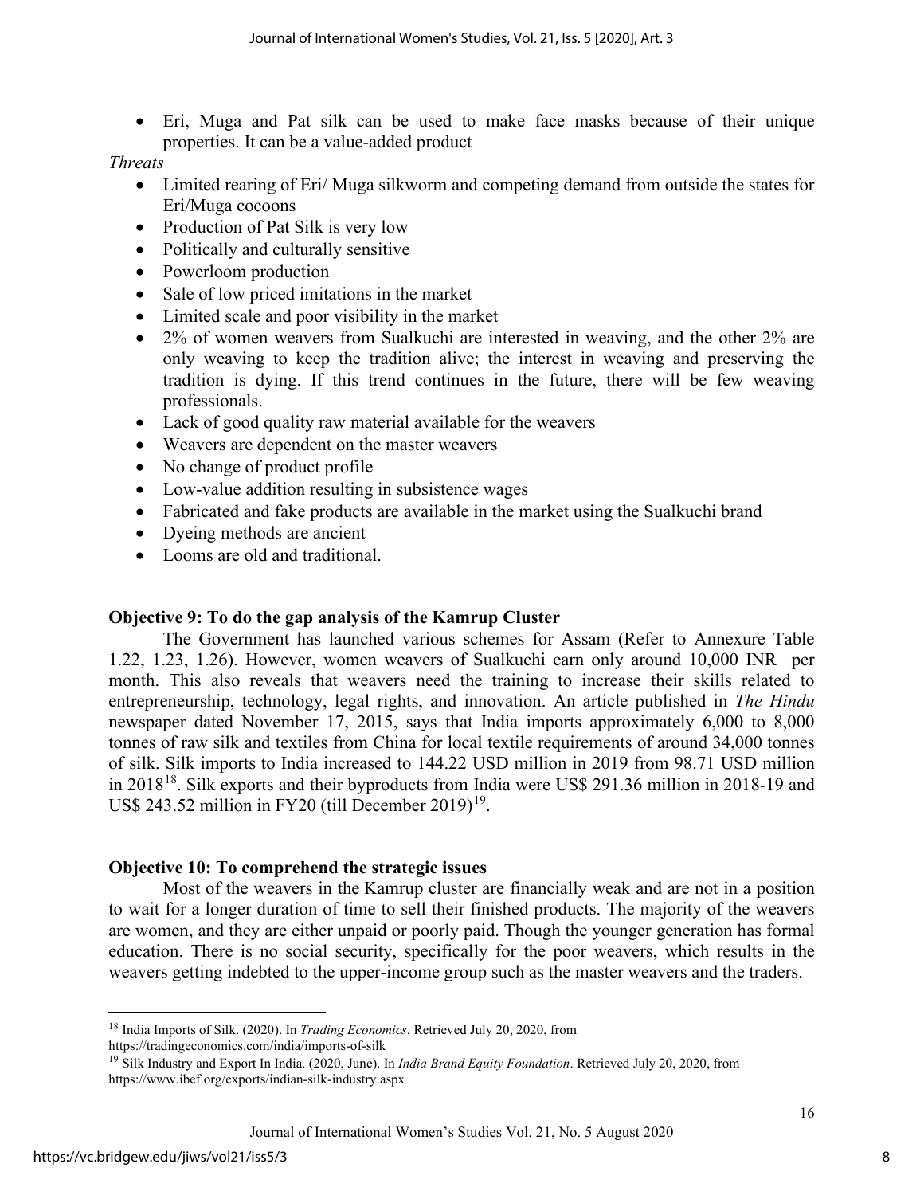- Eri, Muga and Pat silk can be used to make face masks because of their unique properties. It can be a value-added product

*Threats*

- Limited rearing of Eri/ Muga silkworm and competing demand from outside the states for Eri/Muga cocoons
- Production of Pat Silk is very low
- Politically and culturally sensitive
- Powerloom production
- Sale of low priced imitations in the market
- Limited scale and poor visibility in the market
- 2% of women weavers from Sualkuchi are interested in weaving, and the other 2% are only weaving to keep the tradition alive; the interest in weaving and preserving the tradition is dying. If this trend continues in the future, there will be few weaving professionals.
- Lack of good quality raw material available for the weavers
- Weavers are dependent on the master weavers
- No change of product profile
- Low-value addition resulting in subsistence wages
- Fabricated and fake products are available in the market using the Sualkuchi brand
- Dyeing methods are ancient
- Looms are old and traditional.

**Objective 9: To do the gap analysis of the Kamrup Cluster**

The Government has launched various schemes for Assam (Refer to Annexure Table 1.22, 1.23, 1.26). However, women weavers of Sualkuchi earn only around 10,000 INR per month. This also reveals that weavers need the training to increase their skills related to entrepreneurship, technology, legal rights, and innovation. An article published in *The Hindu* newspaper dated November 17, 2015, says that India imports approximately 6,000 to 8,000 tonnes of raw silk and textiles from China for local textile requirements of around 34,000 tonnes of silk. Silk imports to India increased to 144.22 USD million in 2019 from 98.71 USD million in 2018[18]. Silk exports and their byproducts from India were US$ 291.36 million in 2018-19 and US$ 243.52 million in FY20 (till December 2019)[19].

**Objective 10: To comprehend the strategic issues**

Most of the weavers in the Kamrup cluster are financially weak and are not in a position to wait for a longer duration of time to sell their finished products. The majority of the weavers are women, and they are either unpaid or poorly paid. Though the younger generation has formal education. There is no social security, specifically for the poor weavers, which results in the weavers getting indebted to the upper-income group such as the master weavers and the traders.

---

[18] India Imports of Silk. (2020). In *Trading Economics*. Retrieved July 20, 2020, from https://tradingeconomics.com/india/imports-of-silk

[19] Silk Industry and Export In India. (2020, June). In *India Brand Equity Foundation*. Retrieved July 20, 2020, from https://www.ibef.org/exports/indian-silk-industry.aspx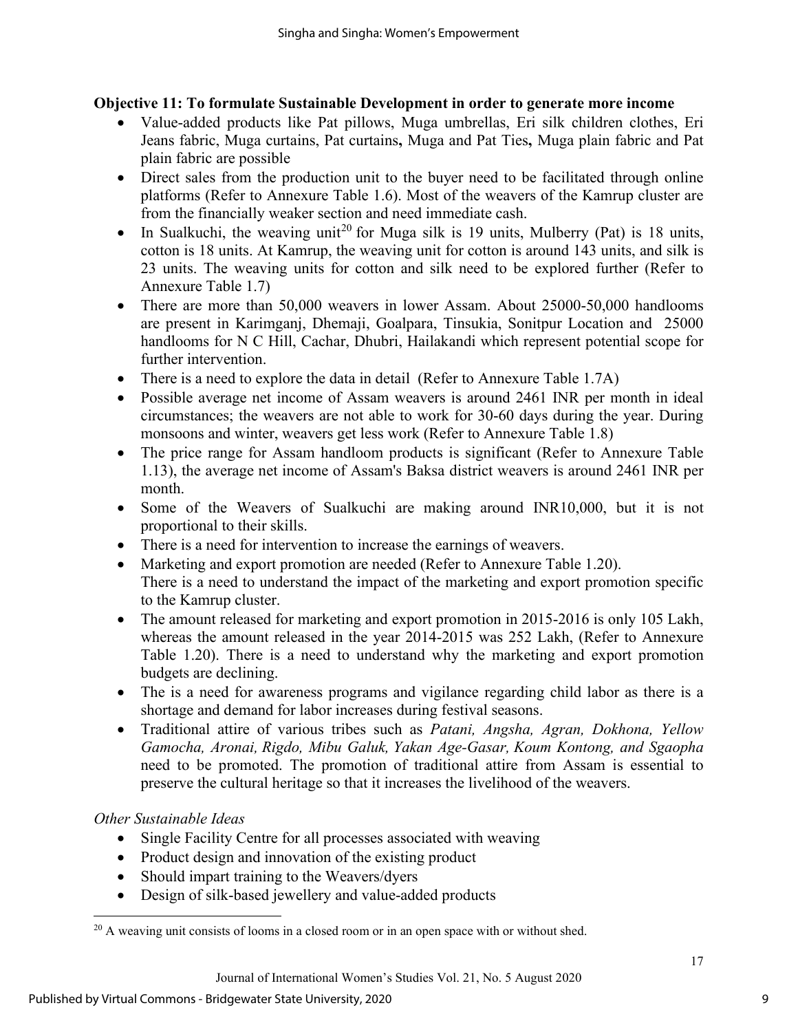**Objective 11: To formulate Sustainable Development in order to generate more income**

- Value-added products like Pat pillows, Muga umbrellas, Eri silk children clothes, Eri Jeans fabric, Muga curtains, Pat curtains**,** Muga and Pat Ties**,** Muga plain fabric and Pat plain fabric are possible
- Direct sales from the production unit to the buyer need to be facilitated through online platforms (Refer to Annexure Table 1.6). Most of the weavers of the Kamrup cluster are from the financially weaker section and need immediate cash.
- In Sualkuchi, the weaving unit[20] for Muga silk is 19 units, Mulberry (Pat) is 18 units, cotton is 18 units. At Kamrup, the weaving unit for cotton is around 143 units, and silk is 23 units. The weaving units for cotton and silk need to be explored further (Refer to Annexure Table 1.7)
- There are more than 50,000 weavers in lower Assam. About 25000-50,000 handlooms are present in Karimganj, Dhemaji, Goalpara, Tinsukia, Sonitpur Location and 25000 handlooms for N C Hill, Cachar, Dhubri, Hailakandi which represent potential scope for further intervention.
- There is a need to explore the data in detail (Refer to Annexure Table 1.7A)
- Possible average net income of Assam weavers is around 2461 INR per month in ideal circumstances; the weavers are not able to work for 30-60 days during the year. During monsoons and winter, weavers get less work (Refer to Annexure Table 1.8)
- The price range for Assam handloom products is significant (Refer to Annexure Table 1.13), the average net income of Assam's Baksa district weavers is around 2461 INR per month.
- Some of the Weavers of Sualkuchi are making around INR10,000, but it is not proportional to their skills.
- There is a need for intervention to increase the earnings of weavers.
- Marketing and export promotion are needed (Refer to Annexure Table 1.20).
  There is a need to understand the impact of the marketing and export promotion specific to the Kamrup cluster.
- The amount released for marketing and export promotion in 2015-2016 is only 105 Lakh, whereas the amount released in the year 2014-2015 was 252 Lakh, (Refer to Annexure Table 1.20). There is a need to understand why the marketing and export promotion budgets are declining.
- The is a need for awareness programs and vigilance regarding child labor as there is a shortage and demand for labor increases during festival seasons.
- Traditional attire of various tribes such as *Patani, Angsha, Agran, Dokhona, Yellow Gamocha, Aronai, Rigdo, Mibu Galuk, Yakan Age-Gasar, Koum Kontong, and Sgaopha* need to be promoted. The promotion of traditional attire from Assam is essential to preserve the cultural heritage so that it increases the livelihood of the weavers.

*Other Sustainable Ideas*

- Single Facility Centre for all processes associated with weaving
- Product design and innovation of the existing product
- Should impart training to the Weavers/dyers
- Design of silk-based jewellery and value-added products

[20] A weaving unit consists of looms in a closed room or in an open space with or without shed.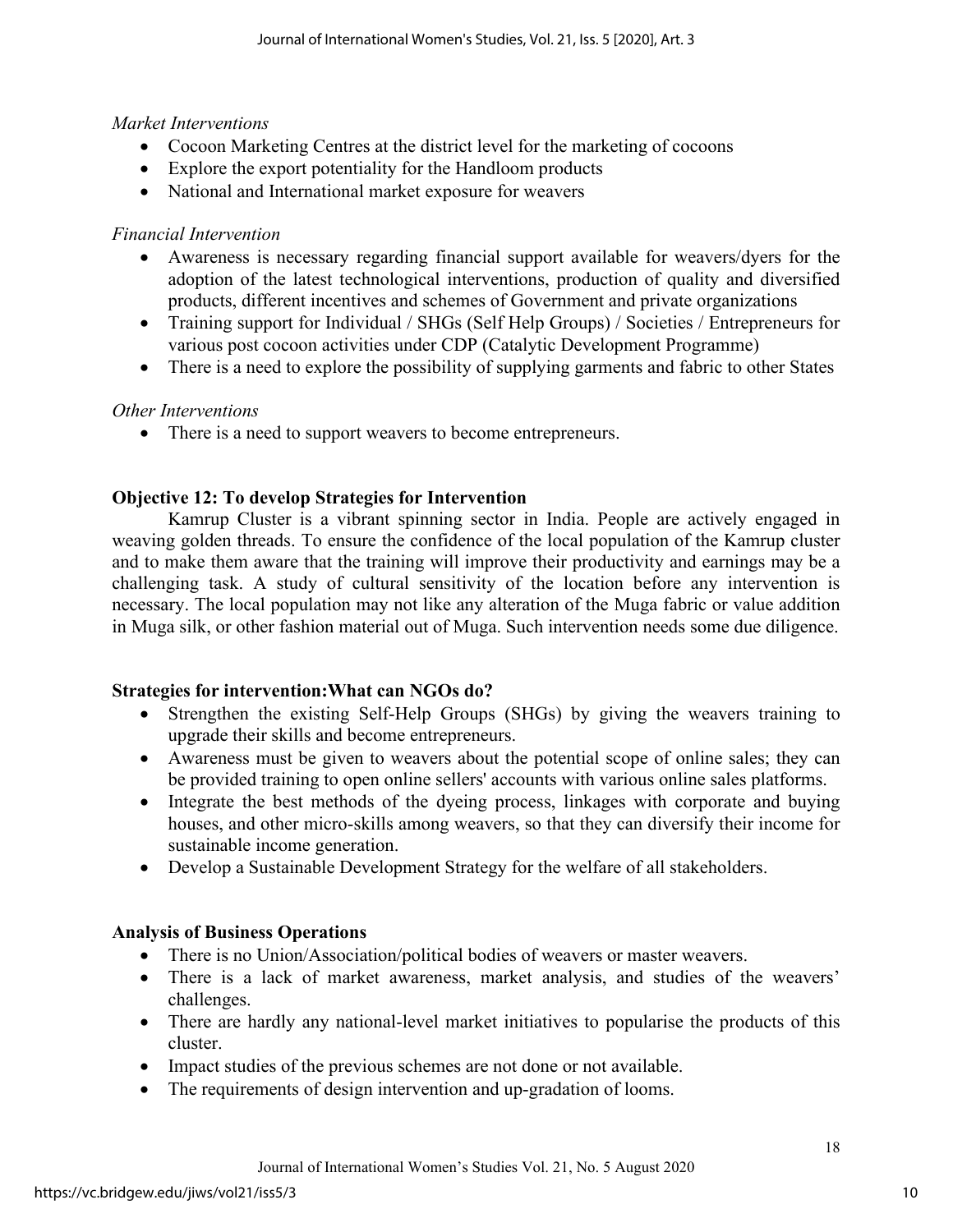*Market Interventions*

- Cocoon Marketing Centres at the district level for the marketing of cocoons
- Explore the export potentiality for the Handloom products
- National and International market exposure for weavers

*Financial Intervention*

- Awareness is necessary regarding financial support available for weavers/dyers for the adoption of the latest technological interventions, production of quality and diversified products, different incentives and schemes of Government and private organizations
- Training support for Individual / SHGs (Self Help Groups) / Societies / Entrepreneurs for various post cocoon activities under CDP (Catalytic Development Programme)
- There is a need to explore the possibility of supplying garments and fabric to other States

*Other Interventions*

- There is a need to support weavers to become entrepreneurs.

**Objective 12: To develop Strategies for Intervention**

Kamrup Cluster is a vibrant spinning sector in India. People are actively engaged in weaving golden threads. To ensure the confidence of the local population of the Kamrup cluster and to make them aware that the training will improve their productivity and earnings may be a challenging task. A study of cultural sensitivity of the location before any intervention is necessary. The local population may not like any alteration of the Muga fabric or value addition in Muga silk, or other fashion material out of Muga. Such intervention needs some due diligence.

**Strategies for intervention:What can NGOs do?**

- Strengthen the existing Self-Help Groups (SHGs) by giving the weavers training to upgrade their skills and become entrepreneurs.
- Awareness must be given to weavers about the potential scope of online sales; they can be provided training to open online sellers' accounts with various online sales platforms.
- Integrate the best methods of the dyeing process, linkages with corporate and buying houses, and other micro-skills among weavers, so that they can diversify their income for sustainable income generation.
- Develop a Sustainable Development Strategy for the welfare of all stakeholders.

**Analysis of Business Operations**

- There is no Union/Association/political bodies of weavers or master weavers.
- There is a lack of market awareness, market analysis, and studies of the weavers' challenges.
- There are hardly any national-level market initiatives to popularise the products of this cluster.
- Impact studies of the previous schemes are not done or not available.
- The requirements of design intervention and up-gradation of looms.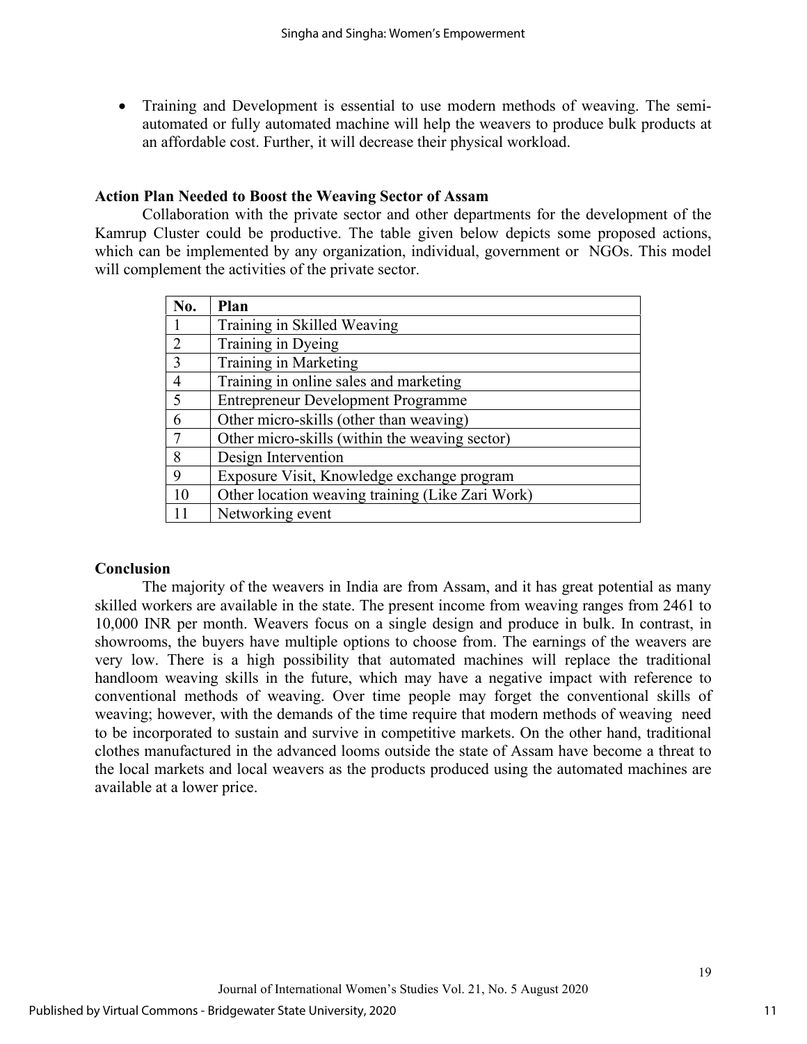- Training and Development is essential to use modern methods of weaving. The semi-automated or fully automated machine will help the weavers to produce bulk products at an affordable cost. Further, it will decrease their physical workload.

### Action Plan Needed to Boost the Weaving Sector of Assam

Collaboration with the private sector and other departments for the development of the Kamrup Cluster could be productive. The table given below depicts some proposed actions, which can be implemented by any organization, individual, government or NGOs. This model will complement the activities of the private sector.

| No. | Plan |
|---|---|
| 1 | Training in Skilled Weaving |
| 2 | Training in Dyeing |
| 3 | Training in Marketing |
| 4 | Training in online sales and marketing |
| 5 | Entrepreneur Development Programme |
| 6 | Other micro-skills (other than weaving) |
| 7 | Other micro-skills (within the weaving sector) |
| 8 | Design Intervention |
| 9 | Exposure Visit, Knowledge exchange program |
| 10 | Other location weaving training (Like Zari Work) |
| 11 | Networking event |

### Conclusion

The majority of the weavers in India are from Assam, and it has great potential as many skilled workers are available in the state. The present income from weaving ranges from 2461 to 10,000 INR per month. Weavers focus on a single design and produce in bulk. In contrast, in showrooms, the buyers have multiple options to choose from. The earnings of the weavers are very low. There is a high possibility that automated machines will replace the traditional handloom weaving skills in the future, which may have a negative impact with reference to conventional methods of weaving. Over time people may forget the conventional skills of weaving; however, with the demands of the time require that modern methods of weaving need to be incorporated to sustain and survive in competitive markets. On the other hand, traditional clothes manufactured in the advanced looms outside the state of Assam have become a threat to the local markets and local weavers as the products produced using the automated machines are available at a lower price.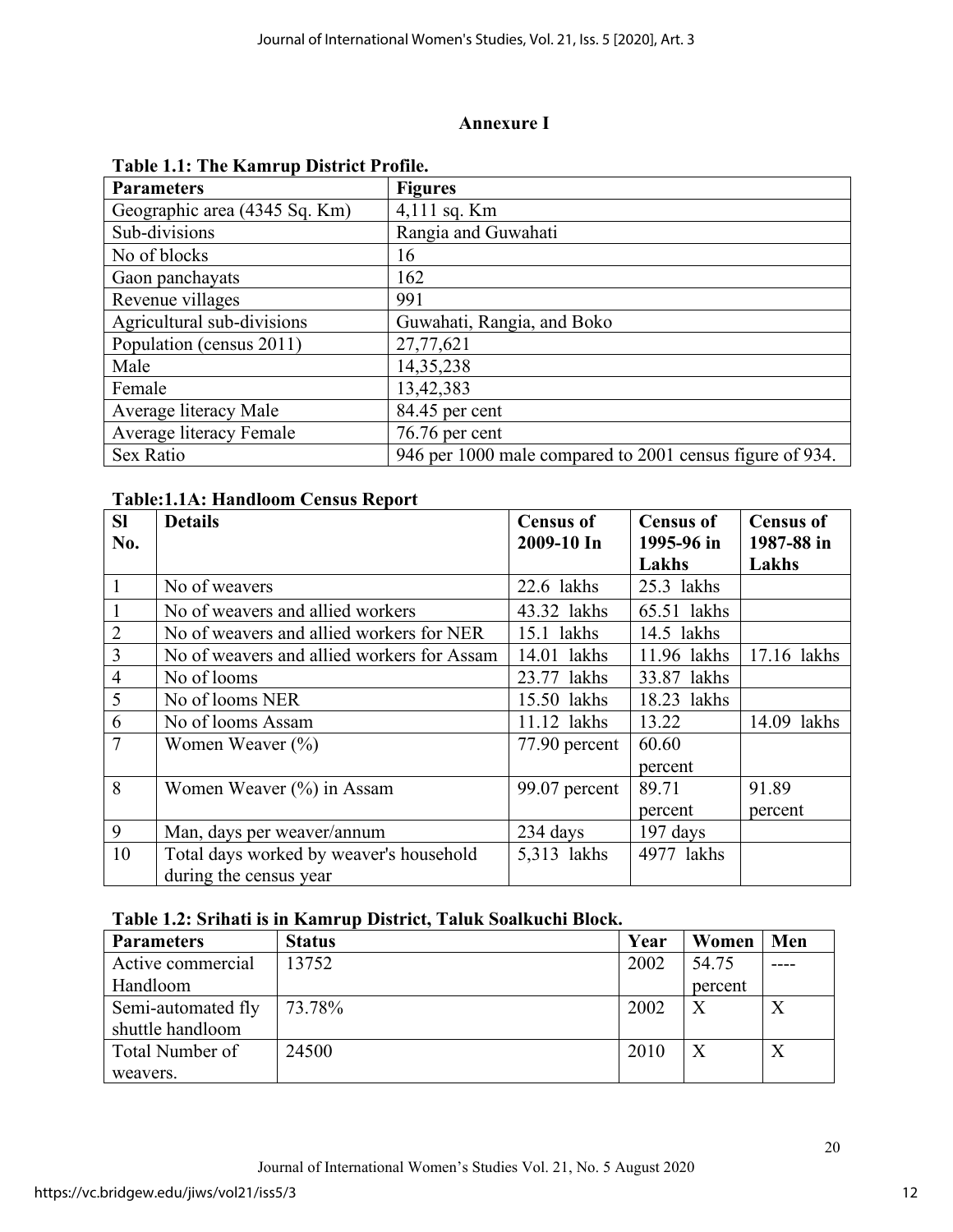## Annexure I

**Table 1.1: The Kamrup District Profile.**

| Parameters | Figures |
|---|---|
| Geographic area (4345 Sq. Km) | 4,111 sq. Km |
| Sub-divisions | Rangia and Guwahati |
| No of blocks | 16 |
| Gaon panchayats | 162 |
| Revenue villages | 991 |
| Agricultural sub-divisions | Guwahati, Rangia, and Boko |
| Population (census 2011) | 27,77,621 |
| Male | 14,35,238 |
| Female | 13,42,383 |
| Average literacy Male | 84.45 per cent |
| Average literacy Female | 76.76 per cent |
| Sex Ratio | 946 per 1000 male compared to 2001 census figure of 934. |

**Table:1.1A: Handloom Census Report**

| Sl No. | Details | Census of 2009-10 In | Census of 1995-96 in Lakhs | Census of 1987-88 in Lakhs |
|---|---|---|---|---|
| 1 | No of weavers | 22.6 lakhs | 25.3 lakhs | |
| 1 | No of weavers and allied workers | 43.32 lakhs | 65.51 lakhs | |
| 2 | No of weavers and allied workers for NER | 15.1 lakhs | 14.5 lakhs | |
| 3 | No of weavers and allied workers for Assam | 14.01 lakhs | 11.96 lakhs | 17.16 lakhs |
| 4 | No of looms | 23.77 lakhs | 33.87 lakhs | |
| 5 | No of looms NER | 15.50 lakhs | 18.23 lakhs | |
| 6 | No of looms Assam | 11.12 lakhs | 13.22 | 14.09 lakhs |
| 7 | Women Weaver (%) | 77.90 percent | 60.60 percent | |
| 8 | Women Weaver (%) in Assam | 99.07 percent | 89.71 percent | 91.89 percent |
| 9 | Man, days per weaver/annum | 234 days | 197 days | |
| 10 | Total days worked by weaver's household during the census year | 5,313 lakhs | 4977 lakhs | |

**Table 1.2: Srihati is in Kamrup District, Taluk Soalkuchi Block.**

| Parameters | Status | Year | Women | Men |
|---|---|---|---|---|
| Active commercial Handloom | 13752 | 2002 | 54.75 percent | ---- |
| Semi-automated fly shuttle handloom | 73.78% | 2002 | X | X |
| Total Number of weavers. | 24500 | 2010 | X | X |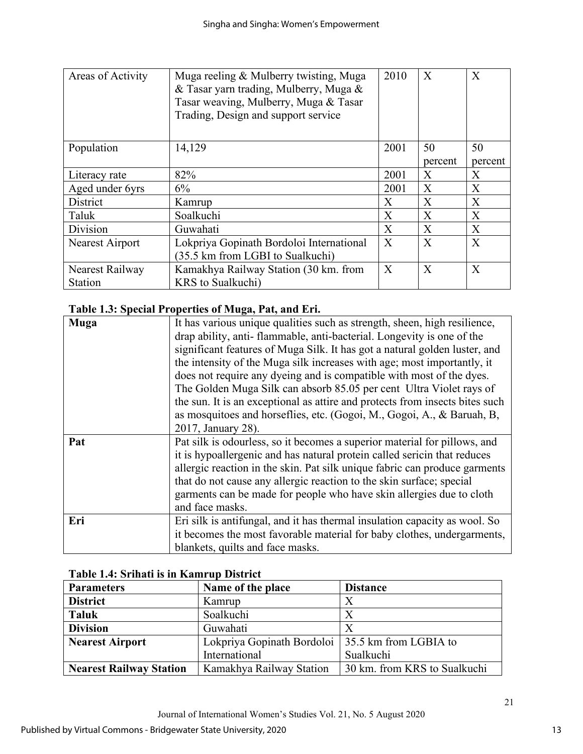| Areas of Activity | Muga reeling & Mulberry twisting, Muga & Tasar yarn trading, Mulberry, Muga & Tasar weaving, Mulberry, Muga & Tasar Trading, Design and support service | 2010 | X | X |
|---|---|---|---|---|
| Population | 14,129 | 2001 | 50 percent | 50 percent |
| Literacy rate | 82% | 2001 | X | X |
| Aged under 6yrs | 6% | 2001 | X | X |
| District | Kamrup | X | X | X |
| Taluk | Soalkuchi | X | X | X |
| Division | Guwahati | X | X | X |
| Nearest Airport | Lokpriya Gopinath Bordoloi International (35.5 km from LGBI to Sualkuchi) | X | X | X |
| Nearest Railway Station | Kamakhya Railway Station (30 km. from KRS to Sualkuchi) | X | X | X |

**Table 1.3: Special Properties of Muga, Pat, and Eri.**

| **Muga** | It has various unique qualities such as strength, sheen, high resilience, drap ability, anti- flammable, anti-bacterial. Longevity is one of the significant features of Muga Silk. It has got a natural golden luster, and the intensity of the Muga silk increases with age; most importantly, it does not require any dyeing and is compatible with most of the dyes. The Golden Muga Silk can absorb 85.05 per cent Ultra Violet rays of the sun. It is an exceptional as attire and protects from insects bites such as mosquitoes and horseflies, etc. (Gogoi, M., Gogoi, A., & Baruah, B, 2017, January 28). |
|---|---|
| **Pat** | Pat silk is odourless, so it becomes a superior material for pillows, and it is hypoallergenic and has natural protein called sericin that reduces allergic reaction in the skin. Pat silk unique fabric can produce garments that do not cause any allergic reaction to the skin surface; special garments can be made for people who have skin allergies due to cloth and face masks. |
| **Eri** | Eri silk is antifungal, and it has thermal insulation capacity as wool. So it becomes the most favorable material for baby clothes, undergarments, blankets, quilts and face masks. |

**Table 1.4: Srihati is in Kamrup District**

| **Parameters** | **Name of the place** | **Distance** |
|---|---|---|
| **District** | Kamrup | X |
| **Taluk** | Soalkuchi | X |
| **Division** | Guwahati | X |
| **Nearest Airport** | Lokpriya Gopinath Bordoloi International | 35.5 km from LGBIA to Sualkuchi |
| **Nearest Railway Station** | Kamakhya Railway Station | 30 km. from KRS to Sualkuchi |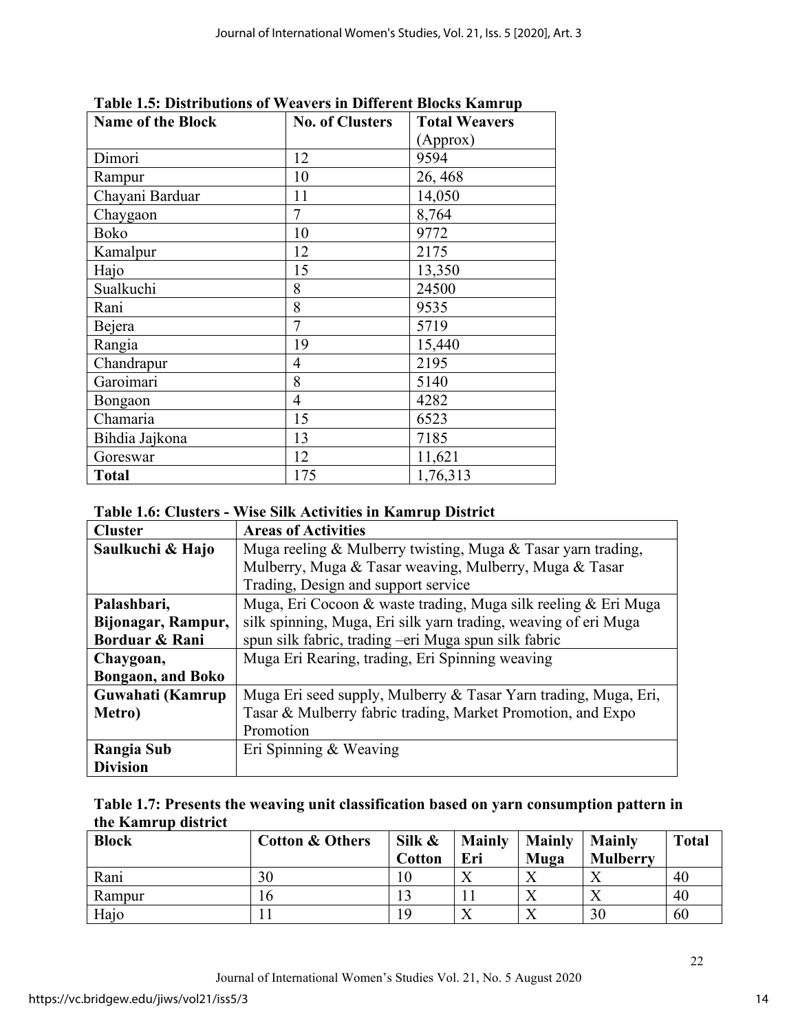**Table 1.5: Distributions of Weavers in Different Blocks Kamrup**

| Name of the Block | No. of Clusters | Total Weavers (Approx) |
|---|---|---|
| Dimori | 12 | 9594 |
| Rampur | 10 | 26, 468 |
| Chayani Barduar | 11 | 14,050 |
| Chaygaon | 7 | 8,764 |
| Boko | 10 | 9772 |
| Kamalpur | 12 | 2175 |
| Hajo | 15 | 13,350 |
| Sualkuchi | 8 | 24500 |
| Rani | 8 | 9535 |
| Bejera | 7 | 5719 |
| Rangia | 19 | 15,440 |
| Chandrapur | 4 | 2195 |
| Garoimari | 8 | 5140 |
| Bongaon | 4 | 4282 |
| Chamaria | 15 | 6523 |
| Bihdia Jajkona | 13 | 7185 |
| Goreswar | 12 | 11,621 |
| **Total** | 175 | 1,76,313 |

**Table 1.6: Clusters - Wise Silk Activities in Kamrup District**

| Cluster | Areas of Activities |
|---|---|
| **Saulkuchi & Hajo** | Muga reeling & Mulberry twisting, Muga & Tasar yarn trading, Mulberry, Muga & Tasar weaving, Mulberry, Muga & Tasar Trading, Design and support service |
| **Palashbari, Bijonagar, Rampur, Borduar & Rani** | Muga, Eri Cocoon & waste trading, Muga silk reeling & Eri Muga silk spinning, Muga, Eri silk yarn trading, weaving of eri Muga spun silk fabric, trading –eri Muga spun silk fabric |
| **Chaygoan, Bongaon, and Boko** | Muga Eri Rearing, trading, Eri Spinning weaving |
| **Guwahati (Kamrup Metro)** | Muga Eri seed supply, Mulberry & Tasar Yarn trading, Muga, Eri, Tasar & Mulberry fabric trading, Market Promotion, and Expo Promotion |
| **Rangia Sub Division** | Eri Spinning & Weaving |

**Table 1.7: Presents the weaving unit classification based on yarn consumption pattern in the Kamrup district**

| Block | Cotton & Others | Silk & Cotton | Mainly Eri | Mainly Muga | Mainly Mulberry | Total |
|---|---|---|---|---|---|---|
| Rani | 30 | 10 | X | X | X | 40 |
| Rampur | 16 | 13 | 11 | X | X | 40 |
| Hajo | 11 | 19 | X | X | 30 | 60 |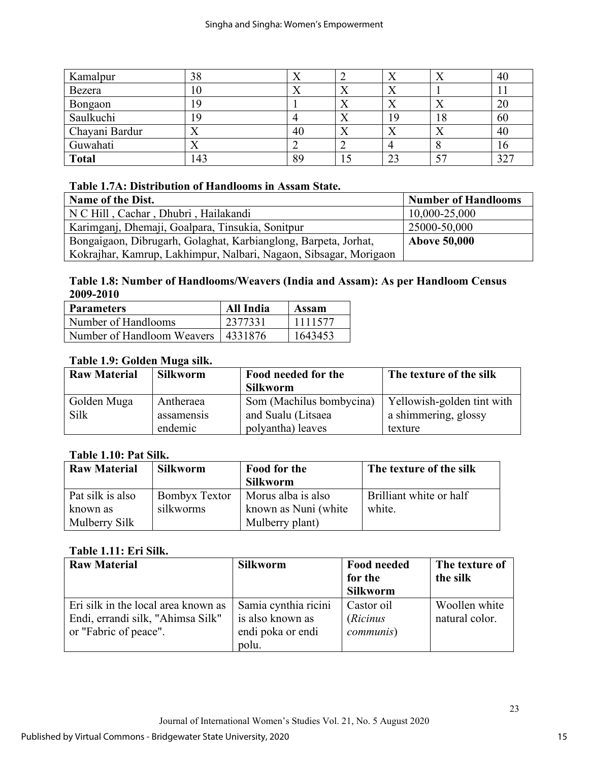| Kamalpur | 38 | X | 2 | X | X | 40 |
|---|---|---|---|---|---|---|
| Bezera | 10 | X | X | X | 1 | 11 |
| Bongaon | 19 | 1 | X | X | X | 20 |
| Saulkuchi | 19 | 4 | X | 19 | 18 | 60 |
| Chayani Bardur | X | 40 | X | X | X | 40 |
| Guwahati | X | 2 | 2 | 4 | 8 | 16 |
| **Total** | 143 | 89 | 15 | 23 | 57 | 327 |

**Table 1.7A: Distribution of Handlooms in Assam State.**

| Name of the Dist. | Number of Handlooms |
|---|---|
| N C Hill , Cachar , Dhubri , Hailakandi | 10,000-25,000 |
| Karimganj, Dhemaji, Goalpara, Tinsukia, Sonitpur | 25000-50,000 |
| Bongaigaon, Dibrugarh, Golaghat, Karbianglong, Barpeta, Jorhat, Kokrajhar, Kamrup, Lakhimpur, Nalbari, Nagaon, Sibsagar, Morigaon | **Above 50,000** |

**Table 1.8: Number of Handlooms/Weavers (India and Assam): As per Handloom Census 2009-2010**

| Parameters | All India | Assam |
|---|---|---|
| Number of Handlooms | 2377331 | 1111577 |
| Number of Handloom Weavers | 4331876 | 1643453 |

**Table 1.9: Golden Muga silk.**

| Raw Material | Silkworm | Food needed for the Silkworm | The texture of the silk |
|---|---|---|---|
| Golden Muga Silk | Antheraea assamensis endemic | Som (Machilus bombycina) and Sualu (Litsaea polyantha) leaves | Yellowish-golden tint with a shimmering, glossy texture |

**Table 1.10: Pat Silk.**

| Raw Material | Silkworm | Food for the Silkworm | The texture of the silk |
|---|---|---|---|
| Pat silk is also known as Mulberry Silk | Bombyx Textor silkworms | Morus alba is also known as Nuni (white Mulberry plant) | Brilliant white or half white. |

**Table 1.11: Eri Silk.**

| Raw Material | Silkworm | Food needed for the Silkworm | The texture of the silk |
|---|---|---|---|
| Eri silk in the local area known as Endi, errandi silk, "Ahimsa Silk" or "Fabric of peace". | Samia cynthia ricini is also known as endi poka or endi polu. | Castor oil (*Ricinus communis*) | Woollen white natural color. |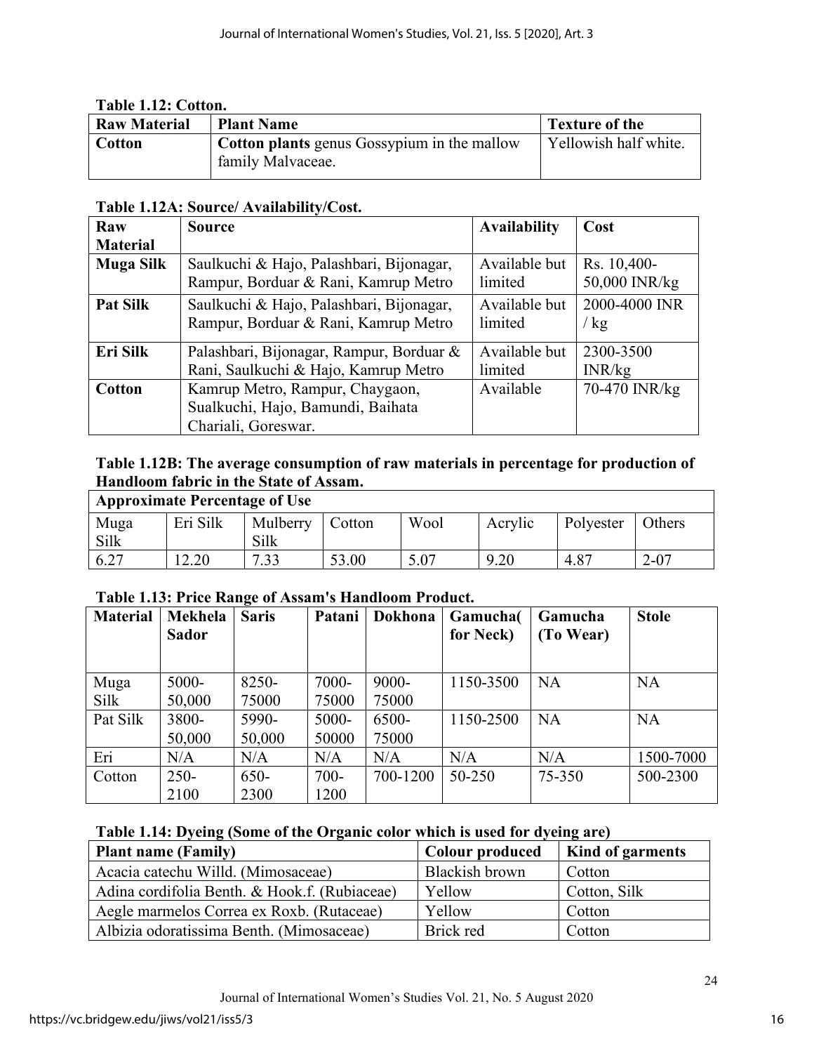**Table 1.12: Cotton.**

| Raw Material | Plant Name | Texture of the |
|---|---|---|
| **Cotton** | **Cotton plants** genus Gossypium in the mallow family Malvaceae. | Yellowish half white. |

**Table 1.12A: Source/ Availability/Cost.**

| Raw Material | Source | Availability | Cost |
|---|---|---|---|
| **Muga Silk** | Saulkuchi & Hajo, Palashbari, Bijonagar, Rampur, Borduar & Rani, Kamrup Metro | Available but limited | Rs. 10,400-50,000 INR/kg |
| **Pat Silk** | Saulkuchi & Hajo, Palashbari, Bijonagar, Rampur, Borduar & Rani, Kamrup Metro | Available but limited | 2000-4000 INR / kg |
| **Eri Silk** | Palashbari, Bijonagar, Rampur, Borduar & Rani, Saulkuchi & Hajo, Kamrup Metro | Available but limited | 2300-3500 INR/kg |
| **Cotton** | Kamrup Metro, Rampur, Chaygaon, Sualkuchi, Hajo, Bamundi, Baihata Chariali, Goreswar. | Available | 70-470 INR/kg |

**Table 1.12B: The average consumption of raw materials in percentage for production of Handloom fabric in the State of Assam.**

| Approximate Percentage of Use | | | | | | | |
|---|---|---|---|---|---|---|---|
| Muga Silk | Eri Silk | Mulberry Silk | Cotton | Wool | Acrylic | Polyester | Others |
| 6.27 | 12.20 | 7.33 | 53.00 | 5.07 | 9.20 | 4.87 | 2-07 |

**Table 1.13: Price Range of Assam's Handloom Product.**

| Material | Mekhela Sador | Saris | Patani | Dokhona | Gamucha( for Neck) | Gamucha (To Wear) | Stole |
|---|---|---|---|---|---|---|---|
| Muga Silk | 5000-50,000 | 8250-75000 | 7000-75000 | 9000-75000 | 1150-3500 | NA | NA |
| Pat Silk | 3800-50,000 | 5990-50,000 | 5000-50000 | 6500-75000 | 1150-2500 | NA | NA |
| Eri | N/A | N/A | N/A | N/A | N/A | N/A | 1500-7000 |
| Cotton | 250-2100 | 650-2300 | 700-1200 | 700-1200 | 50-250 | 75-350 | 500-2300 |

**Table 1.14: Dyeing (Some of the Organic color which is used for dyeing are)**

| Plant name (Family) | Colour produced | Kind of garments |
|---|---|---|
| Acacia catechu Willd. (Mimosaceae) | Blackish brown | Cotton |
| Adina cordifolia Benth. & Hook.f. (Rubiaceae) | Yellow | Cotton, Silk |
| Aegle marmelos Correa ex Roxb. (Rutaceae) | Yellow | Cotton |
| Albizia odoratissima Benth. (Mimosaceae) | Brick red | Cotton |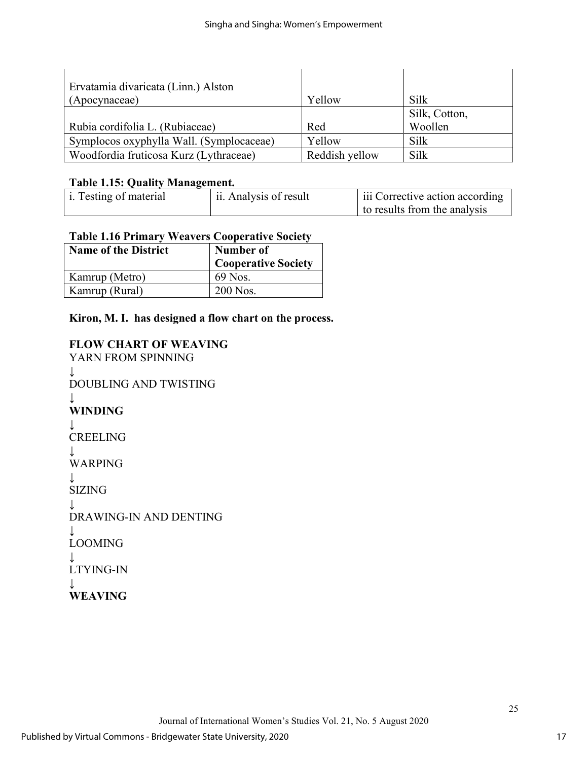| | | |
|---|---|---|
| Ervatamia divaricata (Linn.) Alston (Apocynaceae) | Yellow | Silk |
| Rubia cordifolia L. (Rubiaceae) | Red | Silk, Cotton, Woollen |
| Symplocos oxyphylla Wall. (Symplocaceae) | Yellow | Silk |
| Woodfordia fruticosa Kurz (Lythraceae) | Reddish yellow | Silk |

**Table 1.15: Quality Management.**

| i. Testing of material | ii. Analysis of result | iii Corrective action according to results from the analysis |
|---|---|---|

**Table 1.16 Primary Weavers Cooperative Society**

| Name of the District | Number of Cooperative Society |
|---|---|
| Kamrup (Metro) | 69 Nos. |
| Kamrup (Rural) | 200 Nos. |

**Kiron, M. I. has designed a flow chart on the process.**

**FLOW CHART OF WEAVING**

YARN FROM SPINNING
↓
DOUBLING AND TWISTING
↓
**WINDING**
↓
CREELING
↓
WARPING
↓
SIZING
↓
DRAWING-IN AND DENTING
↓
LOOMING
↓
LTYING-IN
↓
**WEAVING**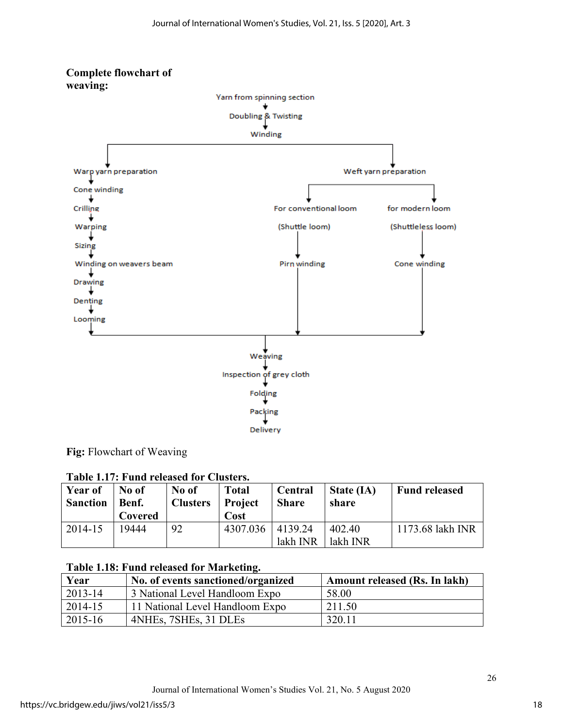**Complete flowchart of weaving:**

Yarn from spinning section
↓
Doubling & Twisting
↓
Winding

Warp yarn preparation
↓
Cone winding
↓
Crilling
↓
Warping
↓
Sizing
↓
Winding on weavers beam
↓
Drawing
↓
Denting
↓
Looming

Weft yarn preparation

For conventional loom (Shuttle loom)
↓
Pirn winding

for modern loom (Shuttleless loom)
↓
Cone winding

Weaving
↓
Inspection of grey cloth
↓
Folding
↓
Packing
↓
Delivery

**Fig:** Flowchart of Weaving

**Table 1.17: Fund released for Clusters.**

| Year of Sanction | No of Benf. Covered | No of Clusters | Total Project Cost | Central Share | State (IA) share | Fund released |
|---|---|---|---|---|---|---|
| 2014-15 | 19444 | 92 | 4307.036 | 4139.24 lakh INR | 402.40 lakh INR | 1173.68 lakh INR |

**Table 1.18: Fund released for Marketing.**

| Year | No. of events sanctioned/organized | Amount released (Rs. In lakh) |
|---|---|---|
| 2013-14 | 3 National Level Handloom Expo | 58.00 |
| 2014-15 | 11 National Level Handloom Expo | 211.50 |
| 2015-16 | 4NHEs, 7SHEs, 31 DLEs | 320.11 |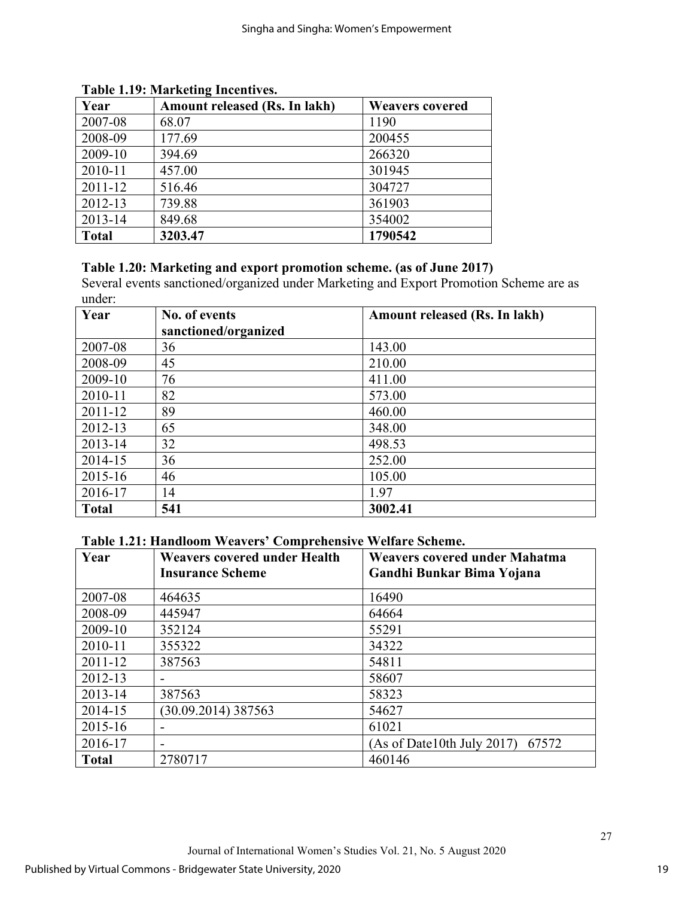**Table 1.19: Marketing Incentives.**

| Year | Amount released (Rs. In lakh) | Weavers covered |
|---|---|---|
| 2007-08 | 68.07 | 1190 |
| 2008-09 | 177.69 | 200455 |
| 2009-10 | 394.69 | 266320 |
| 2010-11 | 457.00 | 301945 |
| 2011-12 | 516.46 | 304727 |
| 2012-13 | 739.88 | 361903 |
| 2013-14 | 849.68 | 354002 |
| **Total** | **3203.47** | **1790542** |

**Table 1.20: Marketing and export promotion scheme. (as of June 2017)**

Several events sanctioned/organized under Marketing and Export Promotion Scheme are as under:

| Year | No. of events sanctioned/organized | Amount released (Rs. In lakh) |
|---|---|---|
| 2007-08 | 36 | 143.00 |
| 2008-09 | 45 | 210.00 |
| 2009-10 | 76 | 411.00 |
| 2010-11 | 82 | 573.00 |
| 2011-12 | 89 | 460.00 |
| 2012-13 | 65 | 348.00 |
| 2013-14 | 32 | 498.53 |
| 2014-15 | 36 | 252.00 |
| 2015-16 | 46 | 105.00 |
| 2016-17 | 14 | 1.97 |
| **Total** | **541** | **3002.41** |

**Table 1.21: Handloom Weavers' Comprehensive Welfare Scheme.**

| Year | Weavers covered under Health Insurance Scheme | Weavers covered under Mahatma Gandhi Bunkar Bima Yojana |
|---|---|---|
| 2007-08 | 464635 | 16490 |
| 2008-09 | 445947 | 64664 |
| 2009-10 | 352124 | 55291 |
| 2010-11 | 355322 | 34322 |
| 2011-12 | 387563 | 54811 |
| 2012-13 | - | 58607 |
| 2013-14 | 387563 | 58323 |
| 2014-15 | (30.09.2014) 387563 | 54627 |
| 2015-16 | - | 61021 |
| 2016-17 | - | (As of Date10th July 2017) 67572 |
| **Total** | 2780717 | 460146 |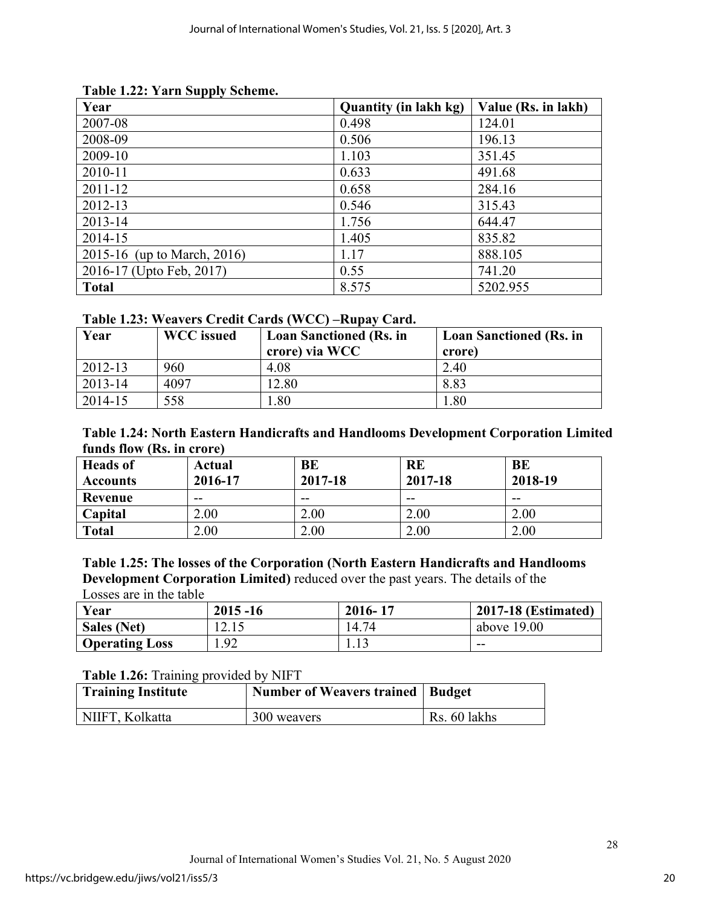**Table 1.22: Yarn Supply Scheme.**

| Year | Quantity (in lakh kg) | Value (Rs. in lakh) |
|---|---|---|
| 2007-08 | 0.498 | 124.01 |
| 2008-09 | 0.506 | 196.13 |
| 2009-10 | 1.103 | 351.45 |
| 2010-11 | 0.633 | 491.68 |
| 2011-12 | 0.658 | 284.16 |
| 2012-13 | 0.546 | 315.43 |
| 2013-14 | 1.756 | 644.47 |
| 2014-15 | 1.405 | 835.82 |
| 2015-16 (up to March, 2016) | 1.17 | 888.105 |
| 2016-17 (Upto Feb, 2017) | 0.55 | 741.20 |
| **Total** | 8.575 | 5202.955 |

**Table 1.23: Weavers Credit Cards (WCC) –Rupay Card.**

| Year | WCC issued | Loan Sanctioned (Rs. in crore) via WCC | Loan Sanctioned (Rs. in crore) |
|---|---|---|---|
| 2012-13 | 960 | 4.08 | 2.40 |
| 2013-14 | 4097 | 12.80 | 8.83 |
| 2014-15 | 558 | 1.80 | 1.80 |

**Table 1.24: North Eastern Handicrafts and Handlooms Development Corporation Limited funds flow (Rs. in crore)**

| Heads of Accounts | Actual 2016-17 | BE 2017-18 | RE 2017-18 | BE 2018-19 |
|---|---|---|---|---|
| **Revenue** | -- | -- | -- | -- |
| **Capital** | 2.00 | 2.00 | 2.00 | 2.00 |
| **Total** | 2.00 | 2.00 | 2.00 | 2.00 |

**Table 1.25: The losses of the Corporation (North Eastern Handicrafts and Handlooms Development Corporation Limited)** reduced over the past years. The details of the Losses are in the table

| Year | 2015 -16 | 2016- 17 | 2017-18 (Estimated) |
|---|---|---|---|
| **Sales (Net)** | 12.15 | 14.74 | above 19.00 |
| **Operating Loss** | 1.92 | 1.13 | -- |

**Table 1.26:** Training provided by NIFT

| Training Institute | Number of Weavers trained | Budget |
|---|---|---|
| NIIFT, Kolkatta | 300 weavers | Rs. 60 lakhs |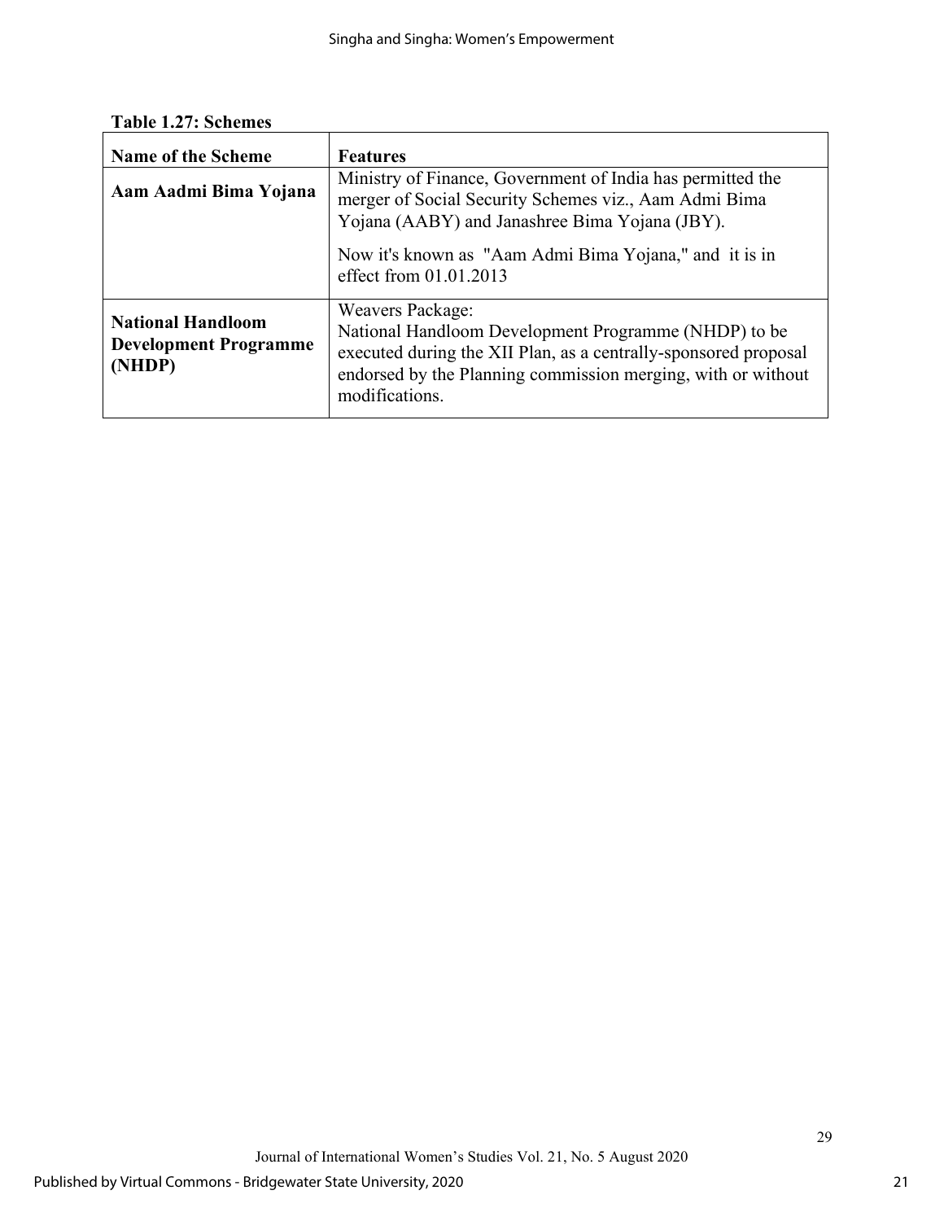**Table 1.27: Schemes**

| Name of the Scheme | Features |
|---|---|
| **Aam Aadmi Bima Yojana** | Ministry of Finance, Government of India has permitted the merger of Social Security Schemes viz., Aam Admi Bima Yojana (AABY) and Janashree Bima Yojana (JBY). Now it's known as "Aam Admi Bima Yojana," and it is in effect from 01.01.2013 |
| **National Handloom Development Programme (NHDP)** | Weavers Package: National Handloom Development Programme (NHDP) to be executed during the XII Plan, as a centrally-sponsored proposal endorsed by the Planning commission merging, with or without modifications. |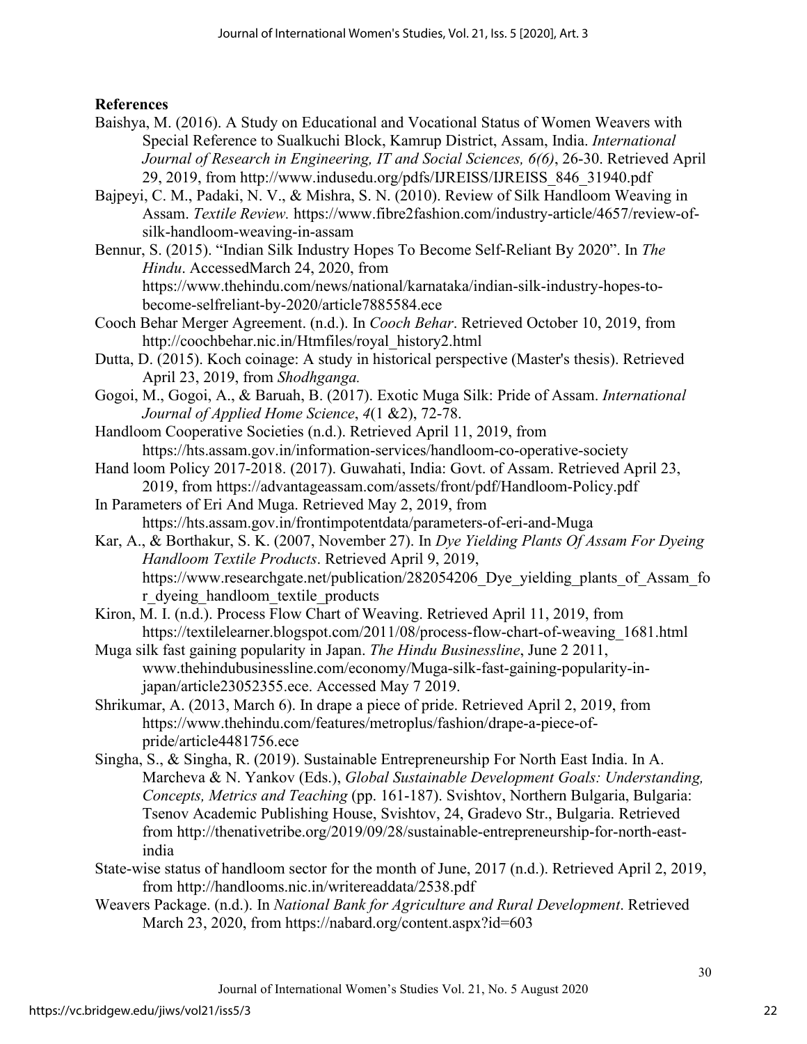## References

Baishya, M. (2016). A Study on Educational and Vocational Status of Women Weavers with Special Reference to Sualkuchi Block, Kamrup District, Assam, India. *International Journal of Research in Engineering, IT and Social Sciences, 6(6)*, 26-30. Retrieved April 29, 2019, from http://www.indusedu.org/pdfs/IJREISS/IJREISS_846_31940.pdf

Bajpeyi, C. M., Padaki, N. V., & Mishra, S. N. (2010). Review of Silk Handloom Weaving in Assam. *Textile Review.* https://www.fibre2fashion.com/industry-article/4657/review-of-silk-handloom-weaving-in-assam

Bennur, S. (2015). "Indian Silk Industry Hopes To Become Self-Reliant By 2020". In *The Hindu*. AccessedMarch 24, 2020, from https://www.thehindu.com/news/national/karnataka/indian-silk-industry-hopes-to-become-selfreliant-by-2020/article7885584.ece

Cooch Behar Merger Agreement. (n.d.). In *Cooch Behar*. Retrieved October 10, 2019, from http://coochbehar.nic.in/Htmfiles/royal_history2.html

Dutta, D. (2015). Koch coinage: A study in historical perspective (Master's thesis). Retrieved April 23, 2019, from *Shodhganga.*

Gogoi, M., Gogoi, A., & Baruah, B. (2017). Exotic Muga Silk: Pride of Assam. *International Journal of Applied Home Science*, *4*(1 &2), 72-78.

Handloom Cooperative Societies (n.d.). Retrieved April 11, 2019, from https://hts.assam.gov.in/information-services/handloom-co-operative-society

Hand loom Policy 2017-2018. (2017). Guwahati, India: Govt. of Assam. Retrieved April 23, 2019, from https://advantageassam.com/assets/front/pdf/Handloom-Policy.pdf

In Parameters of Eri And Muga. Retrieved May 2, 2019, from https://hts.assam.gov.in/frontimpotentdata/parameters-of-eri-and-Muga

Kar, A., & Borthakur, S. K. (2007, November 27). In *Dye Yielding Plants Of Assam For Dyeing Handloom Textile Products*. Retrieved April 9, 2019, https://www.researchgate.net/publication/282054206_Dye_yielding_plants_of_Assam_for_dyeing_handloom_textile_products

Kiron, M. I. (n.d.). Process Flow Chart of Weaving. Retrieved April 11, 2019, from https://textilelearner.blogspot.com/2011/08/process-flow-chart-of-weaving_1681.html

Muga silk fast gaining popularity in Japan. *The Hindu Businessline*, June 2 2011, www.thehindubusinessline.com/economy/Muga-silk-fast-gaining-popularity-in-japan/article23052355.ece. Accessed May 7 2019.

Shrikumar, A. (2013, March 6). In drape a piece of pride. Retrieved April 2, 2019, from https://www.thehindu.com/features/metroplus/fashion/drape-a-piece-of-pride/article4481756.ece

Singha, S., & Singha, R. (2019). Sustainable Entrepreneurship For North East India. In A. Marcheva & N. Yankov (Eds.), *Global Sustainable Development Goals: Understanding, Concepts, Metrics and Teaching* (pp. 161-187). Svishtov, Northern Bulgaria, Bulgaria: Tsenov Academic Publishing House, Svishtov, 24, Gradevo Str., Bulgaria. Retrieved from http://thenativetribe.org/2019/09/28/sustainable-entrepreneurship-for-north-east-india

State-wise status of handloom sector for the month of June, 2017 (n.d.). Retrieved April 2, 2019, from http://handlooms.nic.in/writereaddata/2538.pdf

Weavers Package. (n.d.). In *National Bank for Agriculture and Rural Development*. Retrieved March 23, 2020, from https://nabard.org/content.aspx?id=603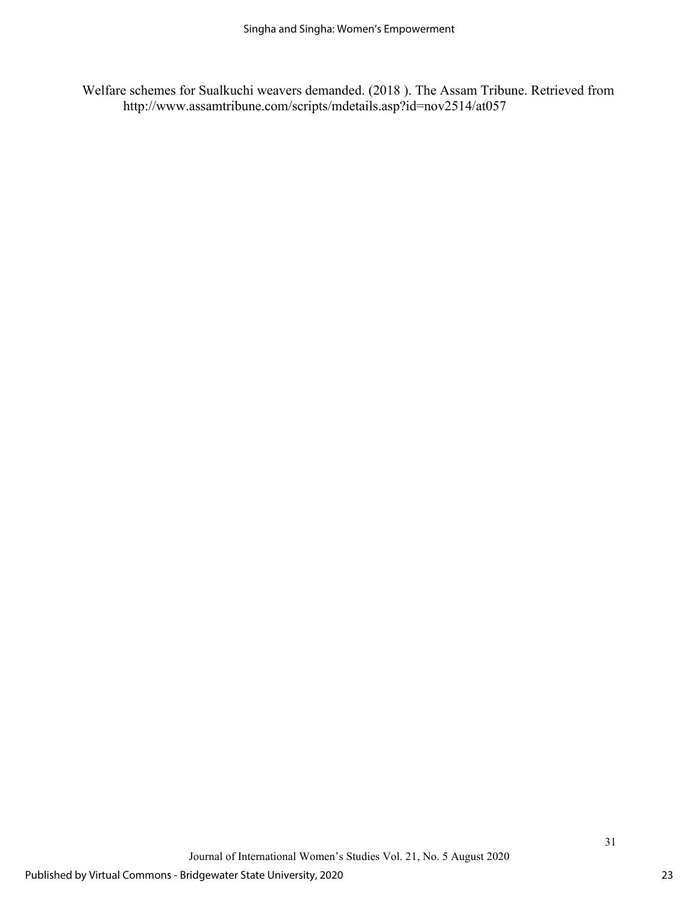Welfare schemes for Sualkuchi weavers demanded. (2018 ). The Assam Tribune. Retrieved from http://www.assamtribune.com/scripts/mdetails.asp?id=nov2514/at057